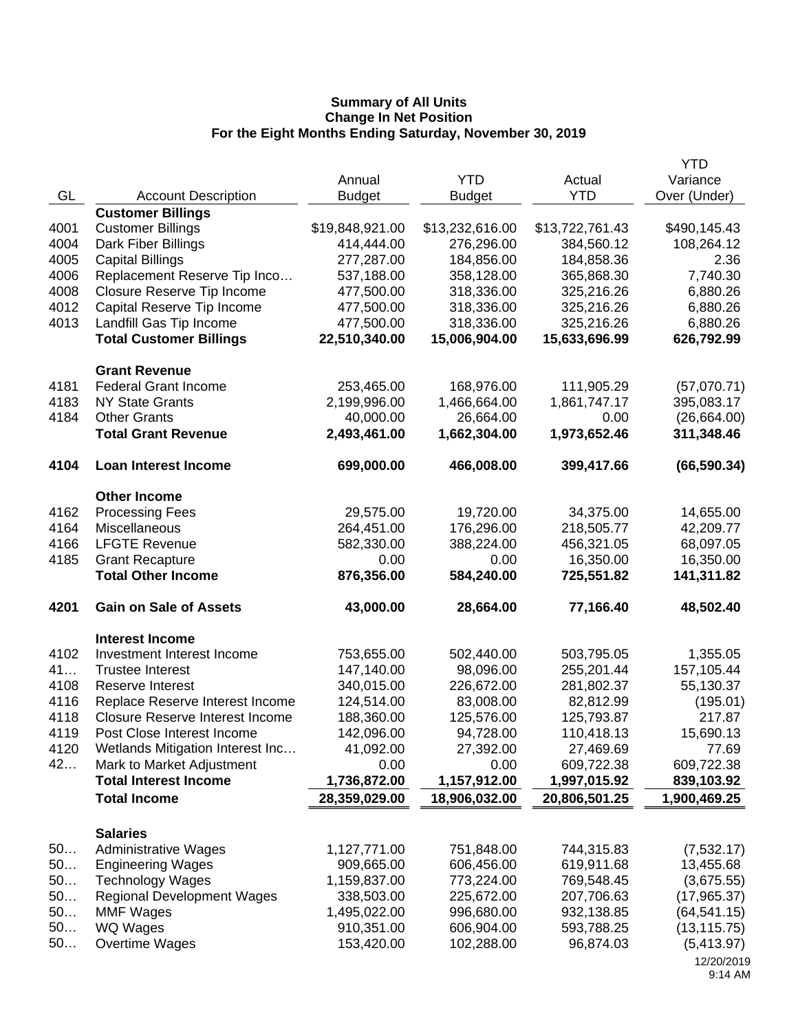**Summary of All Units**
**Change In Net Position**
**For the Eight Months Ending Saturday, November 30, 2019**

| GL | Account Description | Annual Budget | YTD Budget | Actual YTD | YTD Variance Over (Under) |
|---|---|---|---|---|---|
| | **Customer Billings** | | | | |
| 4001 | Customer Billings | $19,848,921.00 | $13,232,616.00 | $13,722,761.43 | $490,145.43 |
| 4004 | Dark Fiber Billings | 414,444.00 | 276,296.00 | 384,560.12 | 108,264.12 |
| 4005 | Capital Billings | 277,287.00 | 184,856.00 | 184,858.36 | 2.36 |
| 4006 | Replacement Reserve Tip Inco… | 537,188.00 | 358,128.00 | 365,868.30 | 7,740.30 |
| 4008 | Closure Reserve Tip Income | 477,500.00 | 318,336.00 | 325,216.26 | 6,880.26 |
| 4012 | Capital Reserve Tip Income | 477,500.00 | 318,336.00 | 325,216.26 | 6,880.26 |
| 4013 | Landfill Gas Tip Income | 477,500.00 | 318,336.00 | 325,216.26 | 6,880.26 |
| | **Total Customer Billings** | **22,510,340.00** | **15,006,904.00** | **15,633,696.99** | **626,792.99** |
| | **Grant Revenue** | | | | |
| 4181 | Federal Grant Income | 253,465.00 | 168,976.00 | 111,905.29 | (57,070.71) |
| 4183 | NY State Grants | 2,199,996.00 | 1,466,664.00 | 1,861,747.17 | 395,083.17 |
| 4184 | Other Grants | 40,000.00 | 26,664.00 | 0.00 | (26,664.00) |
| | **Total Grant Revenue** | **2,493,461.00** | **1,662,304.00** | **1,973,652.46** | **311,348.46** |
| **4104** | **Loan Interest Income** | **699,000.00** | **466,008.00** | **399,417.66** | **(66,590.34)** |
| | **Other Income** | | | | |
| 4162 | Processing Fees | 29,575.00 | 19,720.00 | 34,375.00 | 14,655.00 |
| 4164 | Miscellaneous | 264,451.00 | 176,296.00 | 218,505.77 | 42,209.77 |
| 4166 | LFGTE Revenue | 582,330.00 | 388,224.00 | 456,321.05 | 68,097.05 |
| 4185 | Grant Recapture | 0.00 | 0.00 | 16,350.00 | 16,350.00 |
| | **Total Other Income** | **876,356.00** | **584,240.00** | **725,551.82** | **141,311.82** |
| **4201** | **Gain on Sale of Assets** | **43,000.00** | **28,664.00** | **77,166.40** | **48,502.40** |
| | **Interest Income** | | | | |
| 4102 | Investment Interest Income | 753,655.00 | 502,440.00 | 503,795.05 | 1,355.05 |
| 41… | Trustee Interest | 147,140.00 | 98,096.00 | 255,201.44 | 157,105.44 |
| 4108 | Reserve Interest | 340,015.00 | 226,672.00 | 281,802.37 | 55,130.37 |
| 4116 | Replace Reserve Interest Income | 124,514.00 | 83,008.00 | 82,812.99 | (195.01) |
| 4118 | Closure Reserve Interest Income | 188,360.00 | 125,576.00 | 125,793.87 | 217.87 |
| 4119 | Post Close Interest Income | 142,096.00 | 94,728.00 | 110,418.13 | 15,690.13 |
| 4120 | Wetlands Mitigation Interest Inc… | 41,092.00 | 27,392.00 | 27,469.69 | 77.69 |
| 42… | Mark to Market Adjustment | 0.00 | 0.00 | 609,722.38 | 609,722.38 |
| | **Total Interest Income** | **1,736,872.00** | **1,157,912.00** | **1,997,015.92** | **839,103.92** |
| | **Total Income** | **28,359,029.00** | **18,906,032.00** | **20,806,501.25** | **1,900,469.25** |
| | **Salaries** | | | | |
| 50… | Administrative Wages | 1,127,771.00 | 751,848.00 | 744,315.83 | (7,532.17) |
| 50… | Engineering Wages | 909,665.00 | 606,456.00 | 619,911.68 | 13,455.68 |
| 50… | Technology Wages | 1,159,837.00 | 773,224.00 | 769,548.45 | (3,675.55) |
| 50… | Regional Development Wages | 338,503.00 | 225,672.00 | 207,706.63 | (17,965.37) |
| 50… | MMF Wages | 1,495,022.00 | 996,680.00 | 932,138.85 | (64,541.15) |
| 50… | WQ Wages | 910,351.00 | 606,904.00 | 593,788.25 | (13,115.75) |
| 50… | Overtime Wages | 153,420.00 | 102,288.00 | 96,874.03 | (5,413.97) |

12/20/2019
9:14 AM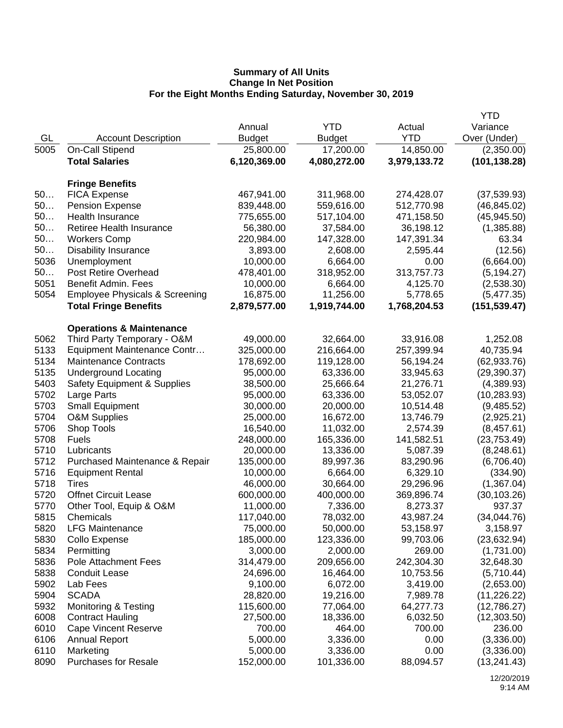**Summary of All Units**
**Change In Net Position**
**For the Eight Months Ending Saturday, November 30, 2019**

| GL | Account Description | Annual Budget | YTD Budget | Actual YTD | YTD Variance Over (Under) |
|---|---|---|---|---|---|
| 5005 | On-Call Stipend | 25,800.00 | 17,200.00 | 14,850.00 | (2,350.00) |
| | **Total Salaries** | **6,120,369.00** | **4,080,272.00** | **3,979,133.72** | **(101,138.28)** |
| | | | | | |
| | **Fringe Benefits** | | | | |
| 50… | FICA Expense | 467,941.00 | 311,968.00 | 274,428.07 | (37,539.93) |
| 50… | Pension Expense | 839,448.00 | 559,616.00 | 512,770.98 | (46,845.02) |
| 50… | Health Insurance | 775,655.00 | 517,104.00 | 471,158.50 | (45,945.50) |
| 50… | Retiree Health Insurance | 56,380.00 | 37,584.00 | 36,198.12 | (1,385.88) |
| 50… | Workers Comp | 220,984.00 | 147,328.00 | 147,391.34 | 63.34 |
| 50… | Disability Insurance | 3,893.00 | 2,608.00 | 2,595.44 | (12.56) |
| 5036 | Unemployment | 10,000.00 | 6,664.00 | 0.00 | (6,664.00) |
| 50… | Post Retire Overhead | 478,401.00 | 318,952.00 | 313,757.73 | (5,194.27) |
| 5051 | Benefit Admin. Fees | 10,000.00 | 6,664.00 | 4,125.70 | (2,538.30) |
| 5054 | Employee Physicals & Screening | 16,875.00 | 11,256.00 | 5,778.65 | (5,477.35) |
| | **Total Fringe Benefits** | **2,879,577.00** | **1,919,744.00** | **1,768,204.53** | **(151,539.47)** |
| | | | | | |
| | **Operations & Maintenance** | | | | |
| 5062 | Third Party Temporary - O&M | 49,000.00 | 32,664.00 | 33,916.08 | 1,252.08 |
| 5133 | Equipment Maintenance Contr… | 325,000.00 | 216,664.00 | 257,399.94 | 40,735.94 |
| 5134 | Maintenance Contracts | 178,692.00 | 119,128.00 | 56,194.24 | (62,933.76) |
| 5135 | Underground Locating | 95,000.00 | 63,336.00 | 33,945.63 | (29,390.37) |
| 5403 | Safety Equipment & Supplies | 38,500.00 | 25,666.64 | 21,276.71 | (4,389.93) |
| 5702 | Large Parts | 95,000.00 | 63,336.00 | 53,052.07 | (10,283.93) |
| 5703 | Small Equipment | 30,000.00 | 20,000.00 | 10,514.48 | (9,485.52) |
| 5704 | O&M Supplies | 25,000.00 | 16,672.00 | 13,746.79 | (2,925.21) |
| 5706 | Shop Tools | 16,540.00 | 11,032.00 | 2,574.39 | (8,457.61) |
| 5708 | Fuels | 248,000.00 | 165,336.00 | 141,582.51 | (23,753.49) |
| 5710 | Lubricants | 20,000.00 | 13,336.00 | 5,087.39 | (8,248.61) |
| 5712 | Purchased Maintenance & Repair | 135,000.00 | 89,997.36 | 83,290.96 | (6,706.40) |
| 5716 | Equipment Rental | 10,000.00 | 6,664.00 | 6,329.10 | (334.90) |
| 5718 | Tires | 46,000.00 | 30,664.00 | 29,296.96 | (1,367.04) |
| 5720 | Offnet Circuit Lease | 600,000.00 | 400,000.00 | 369,896.74 | (30,103.26) |
| 5770 | Other Tool, Equip & O&M | 11,000.00 | 7,336.00 | 8,273.37 | 937.37 |
| 5815 | Chemicals | 117,040.00 | 78,032.00 | 43,987.24 | (34,044.76) |
| 5820 | LFG Maintenance | 75,000.00 | 50,000.00 | 53,158.97 | 3,158.97 |
| 5830 | Collo Expense | 185,000.00 | 123,336.00 | 99,703.06 | (23,632.94) |
| 5834 | Permitting | 3,000.00 | 2,000.00 | 269.00 | (1,731.00) |
| 5836 | Pole Attachment Fees | 314,479.00 | 209,656.00 | 242,304.30 | 32,648.30 |
| 5838 | Conduit Lease | 24,696.00 | 16,464.00 | 10,753.56 | (5,710.44) |
| 5902 | Lab Fees | 9,100.00 | 6,072.00 | 3,419.00 | (2,653.00) |
| 5904 | SCADA | 28,820.00 | 19,216.00 | 7,989.78 | (11,226.22) |
| 5932 | Monitoring & Testing | 115,600.00 | 77,064.00 | 64,277.73 | (12,786.27) |
| 6008 | Contract Hauling | 27,500.00 | 18,336.00 | 6,032.50 | (12,303.50) |
| 6010 | Cape Vincent Reserve | 700.00 | 464.00 | 700.00 | 236.00 |
| 6106 | Annual Report | 5,000.00 | 3,336.00 | 0.00 | (3,336.00) |
| 6110 | Marketing | 5,000.00 | 3,336.00 | 0.00 | (3,336.00) |
| 8090 | Purchases for Resale | 152,000.00 | 101,336.00 | 88,094.57 | (13,241.43) |

12/20/2019
9:14 AM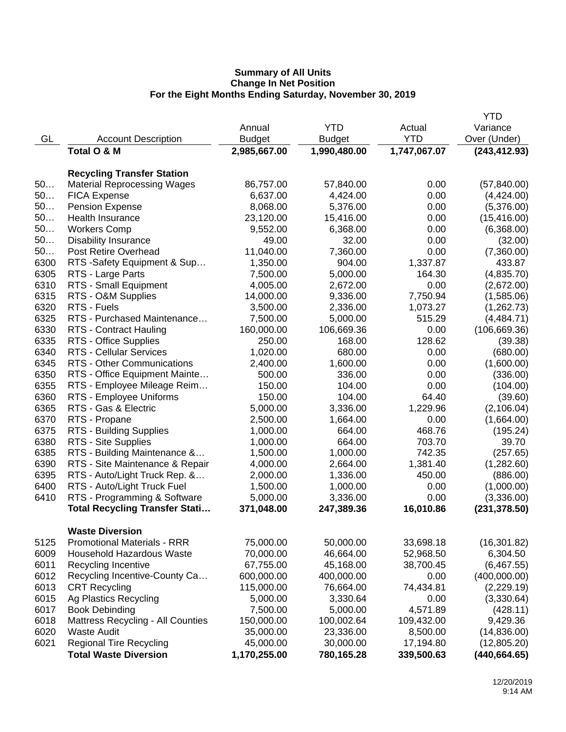**Summary of All Units**
**Change In Net Position**
**For the Eight Months Ending Saturday, November 30, 2019**

| GL | Account Description | Annual Budget | YTD Budget | Actual YTD | YTD Variance Over (Under) |
|---|---|---|---|---|---|
| | **Total O & M** | **2,985,667.00** | **1,990,480.00** | **1,747,067.07** | **(243,412.93)** |
| | | | | | |
| | **Recycling Transfer Station** | | | | |
| 50… | Material Reprocessing Wages | 86,757.00 | 57,840.00 | 0.00 | (57,840.00) |
| 50… | FICA Expense | 6,637.00 | 4,424.00 | 0.00 | (4,424.00) |
| 50… | Pension Expense | 8,068.00 | 5,376.00 | 0.00 | (5,376.00) |
| 50… | Health Insurance | 23,120.00 | 15,416.00 | 0.00 | (15,416.00) |
| 50… | Workers Comp | 9,552.00 | 6,368.00 | 0.00 | (6,368.00) |
| 50… | Disability Insurance | 49.00 | 32.00 | 0.00 | (32.00) |
| 50… | Post Retire Overhead | 11,040.00 | 7,360.00 | 0.00 | (7,360.00) |
| 6300 | RTS -Safety Equipment & Sup… | 1,350.00 | 904.00 | 1,337.87 | 433.87 |
| 6305 | RTS - Large Parts | 7,500.00 | 5,000.00 | 164.30 | (4,835.70) |
| 6310 | RTS - Small Equipment | 4,005.00 | 2,672.00 | 0.00 | (2,672.00) |
| 6315 | RTS - O&M Supplies | 14,000.00 | 9,336.00 | 7,750.94 | (1,585.06) |
| 6320 | RTS - Fuels | 3,500.00 | 2,336.00 | 1,073.27 | (1,262.73) |
| 6325 | RTS - Purchased Maintenance… | 7,500.00 | 5,000.00 | 515.29 | (4,484.71) |
| 6330 | RTS - Contract Hauling | 160,000.00 | 106,669.36 | 0.00 | (106,669.36) |
| 6335 | RTS - Office Supplies | 250.00 | 168.00 | 128.62 | (39.38) |
| 6340 | RTS - Cellular Services | 1,020.00 | 680.00 | 0.00 | (680.00) |
| 6345 | RTS - Other Communications | 2,400.00 | 1,600.00 | 0.00 | (1,600.00) |
| 6350 | RTS - Office Equipment Mainte… | 500.00 | 336.00 | 0.00 | (336.00) |
| 6355 | RTS - Employee Mileage Reim… | 150.00 | 104.00 | 0.00 | (104.00) |
| 6360 | RTS - Employee Uniforms | 150.00 | 104.00 | 64.40 | (39.60) |
| 6365 | RTS - Gas & Electric | 5,000.00 | 3,336.00 | 1,229.96 | (2,106.04) |
| 6370 | RTS - Propane | 2,500.00 | 1,664.00 | 0.00 | (1,664.00) |
| 6375 | RTS - Building Supplies | 1,000.00 | 664.00 | 468.76 | (195.24) |
| 6380 | RTS - Site Supplies | 1,000.00 | 664.00 | 703.70 | 39.70 |
| 6385 | RTS - Building Maintenance &… | 1,500.00 | 1,000.00 | 742.35 | (257.65) |
| 6390 | RTS - Site Maintenance & Repair | 4,000.00 | 2,664.00 | 1,381.40 | (1,282.60) |
| 6395 | RTS - Auto/Light Truck Rep. &… | 2,000.00 | 1,336.00 | 450.00 | (886.00) |
| 6400 | RTS - Auto/Light Truck Fuel | 1,500.00 | 1,000.00 | 0.00 | (1,000.00) |
| 6410 | RTS - Programming & Software | 5,000.00 | 3,336.00 | 0.00 | (3,336.00) |
| | **Total Recycling Transfer Stati…** | **371,048.00** | **247,389.36** | **16,010.86** | **(231,378.50)** |
| | | | | | |
| | **Waste Diversion** | | | | |
| 5125 | Promotional Materials - RRR | 75,000.00 | 50,000.00 | 33,698.18 | (16,301.82) |
| 6009 | Household Hazardous Waste | 70,000.00 | 46,664.00 | 52,968.50 | 6,304.50 |
| 6011 | Recycling Incentive | 67,755.00 | 45,168.00 | 38,700.45 | (6,467.55) |
| 6012 | Recycling Incentive-County Ca… | 600,000.00 | 400,000.00 | 0.00 | (400,000.00) |
| 6013 | CRT Recycling | 115,000.00 | 76,664.00 | 74,434.81 | (2,229.19) |
| 6015 | Ag Plastics Recycling | 5,000.00 | 3,330.64 | 0.00 | (3,330.64) |
| 6017 | Book Debinding | 7,500.00 | 5,000.00 | 4,571.89 | (428.11) |
| 6018 | Mattress Recycling - All Counties | 150,000.00 | 100,002.64 | 109,432.00 | 9,429.36 |
| 6020 | Waste Audit | 35,000.00 | 23,336.00 | 8,500.00 | (14,836.00) |
| 6021 | Regional Tire Recycling | 45,000.00 | 30,000.00 | 17,194.80 | (12,805.20) |
| | **Total Waste Diversion** | **1,170,255.00** | **780,165.28** | **339,500.63** | **(440,664.65)** |

12/20/2019
9:14 AM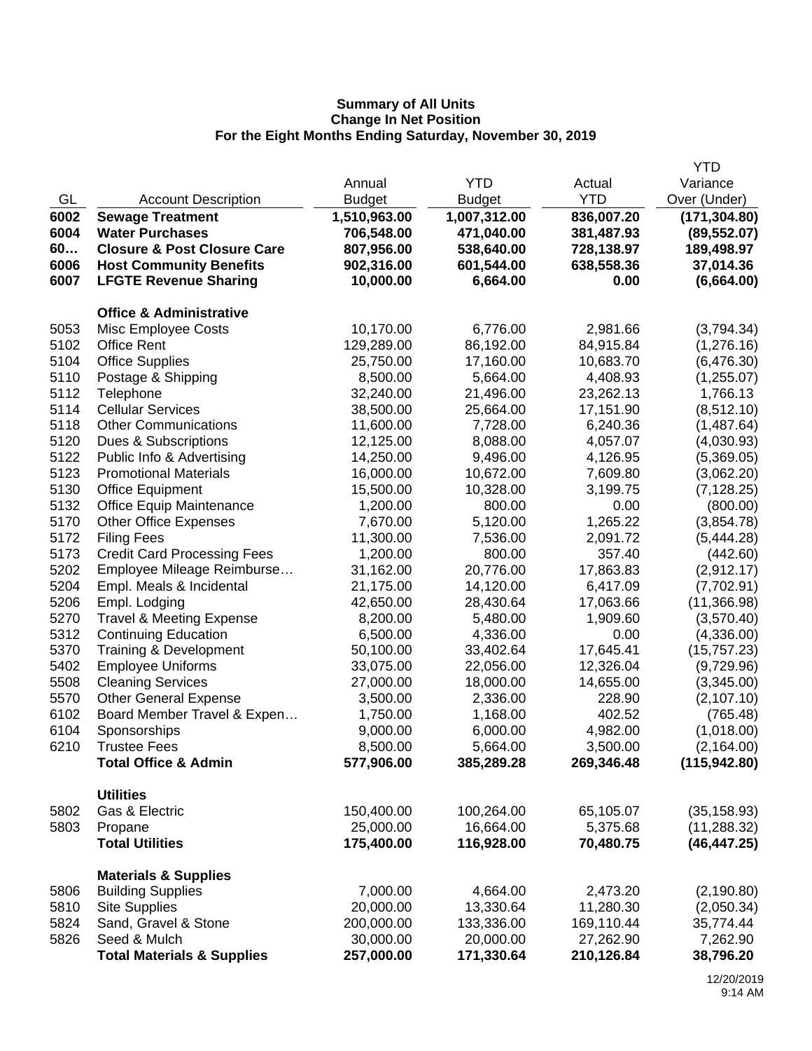**Summary of All Units**
**Change In Net Position**
**For the Eight Months Ending Saturday, November 30, 2019**

| GL | Account Description | Annual Budget | YTD Budget | Actual YTD | YTD Variance Over (Under) |
|---|---|---|---|---|---|
| **6002** | **Sewage Treatment** | **1,510,963.00** | **1,007,312.00** | **836,007.20** | **(171,304.80)** |
| **6004** | **Water Purchases** | **706,548.00** | **471,040.00** | **381,487.93** | **(89,552.07)** |
| **60…** | **Closure & Post Closure Care** | **807,956.00** | **538,640.00** | **728,138.97** | **189,498.97** |
| **6006** | **Host Community Benefits** | **902,316.00** | **601,544.00** | **638,558.36** | **37,014.36** |
| **6007** | **LFGTE Revenue Sharing** | **10,000.00** | **6,664.00** | **0.00** | **(6,664.00)** |
| | **Office & Administrative** | | | | |
| 5053 | Misc Employee Costs | 10,170.00 | 6,776.00 | 2,981.66 | (3,794.34) |
| 5102 | Office Rent | 129,289.00 | 86,192.00 | 84,915.84 | (1,276.16) |
| 5104 | Office Supplies | 25,750.00 | 17,160.00 | 10,683.70 | (6,476.30) |
| 5110 | Postage & Shipping | 8,500.00 | 5,664.00 | 4,408.93 | (1,255.07) |
| 5112 | Telephone | 32,240.00 | 21,496.00 | 23,262.13 | 1,766.13 |
| 5114 | Cellular Services | 38,500.00 | 25,664.00 | 17,151.90 | (8,512.10) |
| 5118 | Other Communications | 11,600.00 | 7,728.00 | 6,240.36 | (1,487.64) |
| 5120 | Dues & Subscriptions | 12,125.00 | 8,088.00 | 4,057.07 | (4,030.93) |
| 5122 | Public Info & Advertising | 14,250.00 | 9,496.00 | 4,126.95 | (5,369.05) |
| 5123 | Promotional Materials | 16,000.00 | 10,672.00 | 7,609.80 | (3,062.20) |
| 5130 | Office Equipment | 15,500.00 | 10,328.00 | 3,199.75 | (7,128.25) |
| 5132 | Office Equip Maintenance | 1,200.00 | 800.00 | 0.00 | (800.00) |
| 5170 | Other Office Expenses | 7,670.00 | 5,120.00 | 1,265.22 | (3,854.78) |
| 5172 | Filing Fees | 11,300.00 | 7,536.00 | 2,091.72 | (5,444.28) |
| 5173 | Credit Card Processing Fees | 1,200.00 | 800.00 | 357.40 | (442.60) |
| 5202 | Employee Mileage Reimburse… | 31,162.00 | 20,776.00 | 17,863.83 | (2,912.17) |
| 5204 | Empl. Meals & Incidental | 21,175.00 | 14,120.00 | 6,417.09 | (7,702.91) |
| 5206 | Empl. Lodging | 42,650.00 | 28,430.64 | 17,063.66 | (11,366.98) |
| 5270 | Travel & Meeting Expense | 8,200.00 | 5,480.00 | 1,909.60 | (3,570.40) |
| 5312 | Continuing Education | 6,500.00 | 4,336.00 | 0.00 | (4,336.00) |
| 5370 | Training & Development | 50,100.00 | 33,402.64 | 17,645.41 | (15,757.23) |
| 5402 | Employee Uniforms | 33,075.00 | 22,056.00 | 12,326.04 | (9,729.96) |
| 5508 | Cleaning Services | 27,000.00 | 18,000.00 | 14,655.00 | (3,345.00) |
| 5570 | Other General Expense | 3,500.00 | 2,336.00 | 228.90 | (2,107.10) |
| 6102 | Board Member Travel & Expen… | 1,750.00 | 1,168.00 | 402.52 | (765.48) |
| 6104 | Sponsorships | 9,000.00 | 6,000.00 | 4,982.00 | (1,018.00) |
| 6210 | Trustee Fees | 8,500.00 | 5,664.00 | 3,500.00 | (2,164.00) |
| | **Total Office & Admin** | **577,906.00** | **385,289.28** | **269,346.48** | **(115,942.80)** |
| | **Utilities** | | | | |
| 5802 | Gas & Electric | 150,400.00 | 100,264.00 | 65,105.07 | (35,158.93) |
| 5803 | Propane | 25,000.00 | 16,664.00 | 5,375.68 | (11,288.32) |
| | **Total Utilities** | **175,400.00** | **116,928.00** | **70,480.75** | **(46,447.25)** |
| | **Materials & Supplies** | | | | |
| 5806 | Building Supplies | 7,000.00 | 4,664.00 | 2,473.20 | (2,190.80) |
| 5810 | Site Supplies | 20,000.00 | 13,330.64 | 11,280.30 | (2,050.34) |
| 5824 | Sand, Gravel & Stone | 200,000.00 | 133,336.00 | 169,110.44 | 35,774.44 |
| 5826 | Seed & Mulch | 30,000.00 | 20,000.00 | 27,262.90 | 7,262.90 |
| | **Total Materials & Supplies** | **257,000.00** | **171,330.64** | **210,126.84** | **38,796.20** |

12/20/2019
9:14 AM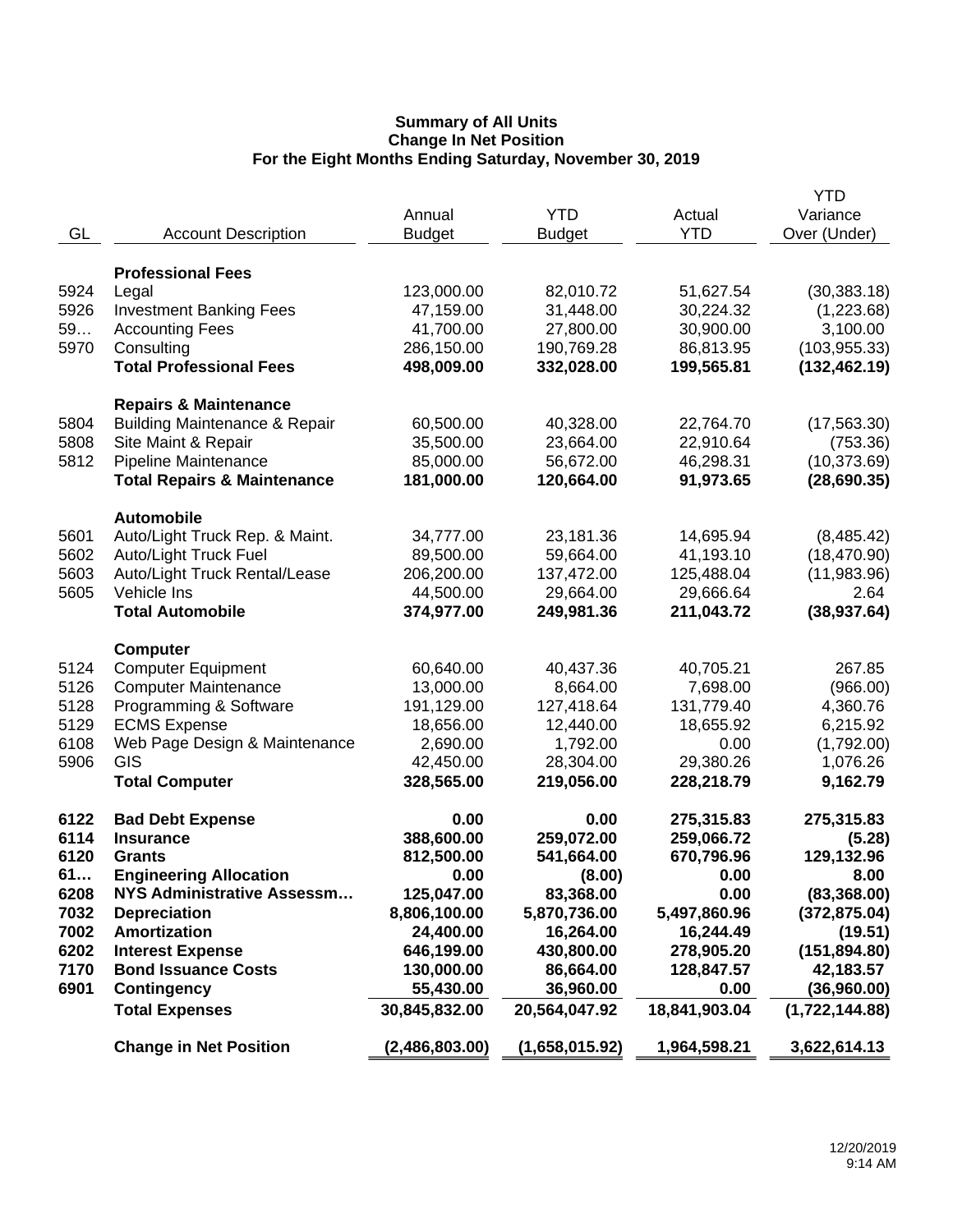**Summary of All Units**
**Change In Net Position**
**For the Eight Months Ending Saturday, November 30, 2019**

| GL | Account Description | Annual Budget | YTD Budget | Actual YTD | YTD Variance Over (Under) |
|---|---|---|---|---|---|
| | **Professional Fees** | | | | |
| 5924 | Legal | 123,000.00 | 82,010.72 | 51,627.54 | (30,383.18) |
| 5926 | Investment Banking Fees | 47,159.00 | 31,448.00 | 30,224.32 | (1,223.68) |
| 59… | Accounting Fees | 41,700.00 | 27,800.00 | 30,900.00 | 3,100.00 |
| 5970 | Consulting | 286,150.00 | 190,769.28 | 86,813.95 | (103,955.33) |
| | **Total Professional Fees** | **498,009.00** | **332,028.00** | **199,565.81** | **(132,462.19)** |
| | **Repairs & Maintenance** | | | | |
| 5804 | Building Maintenance & Repair | 60,500.00 | 40,328.00 | 22,764.70 | (17,563.30) |
| 5808 | Site Maint & Repair | 35,500.00 | 23,664.00 | 22,910.64 | (753.36) |
| 5812 | Pipeline Maintenance | 85,000.00 | 56,672.00 | 46,298.31 | (10,373.69) |
| | **Total Repairs & Maintenance** | **181,000.00** | **120,664.00** | **91,973.65** | **(28,690.35)** |
| | **Automobile** | | | | |
| 5601 | Auto/Light Truck Rep. & Maint. | 34,777.00 | 23,181.36 | 14,695.94 | (8,485.42) |
| 5602 | Auto/Light Truck Fuel | 89,500.00 | 59,664.00 | 41,193.10 | (18,470.90) |
| 5603 | Auto/Light Truck Rental/Lease | 206,200.00 | 137,472.00 | 125,488.04 | (11,983.96) |
| 5605 | Vehicle Ins | 44,500.00 | 29,664.00 | 29,666.64 | 2.64 |
| | **Total Automobile** | **374,977.00** | **249,981.36** | **211,043.72** | **(38,937.64)** |
| | **Computer** | | | | |
| 5124 | Computer Equipment | 60,640.00 | 40,437.36 | 40,705.21 | 267.85 |
| 5126 | Computer Maintenance | 13,000.00 | 8,664.00 | 7,698.00 | (966.00) |
| 5128 | Programming & Software | 191,129.00 | 127,418.64 | 131,779.40 | 4,360.76 |
| 5129 | ECMS Expense | 18,656.00 | 12,440.00 | 18,655.92 | 6,215.92 |
| 6108 | Web Page Design & Maintenance | 2,690.00 | 1,792.00 | 0.00 | (1,792.00) |
| 5906 | GIS | 42,450.00 | 28,304.00 | 29,380.26 | 1,076.26 |
| | **Total Computer** | **328,565.00** | **219,056.00** | **228,218.79** | **9,162.79** |
| **6122** | **Bad Debt Expense** | **0.00** | **0.00** | **275,315.83** | **275,315.83** |
| **6114** | **Insurance** | **388,600.00** | **259,072.00** | **259,066.72** | **(5.28)** |
| **6120** | **Grants** | **812,500.00** | **541,664.00** | **670,796.96** | **129,132.96** |
| **61…** | **Engineering Allocation** | **0.00** | **(8.00)** | **0.00** | **8.00** |
| **6208** | **NYS Administrative Assessm…** | **125,047.00** | **83,368.00** | **0.00** | **(83,368.00)** |
| **7032** | **Depreciation** | **8,806,100.00** | **5,870,736.00** | **5,497,860.96** | **(372,875.04)** |
| **7002** | **Amortization** | **24,400.00** | **16,264.00** | **16,244.49** | **(19.51)** |
| **6202** | **Interest Expense** | **646,199.00** | **430,800.00** | **278,905.20** | **(151,894.80)** |
| **7170** | **Bond Issuance Costs** | **130,000.00** | **86,664.00** | **128,847.57** | **42,183.57** |
| **6901** | **Contingency** | **55,430.00** | **36,960.00** | **0.00** | **(36,960.00)** |
| | **Total Expenses** | **30,845,832.00** | **20,564,047.92** | **18,841,903.04** | **(1,722,144.88)** |
| | **Change in Net Position** | **(2,486,803.00)** | **(1,658,015.92)** | **1,964,598.21** | **3,622,614.13** |

12/20/2019
9:14 AM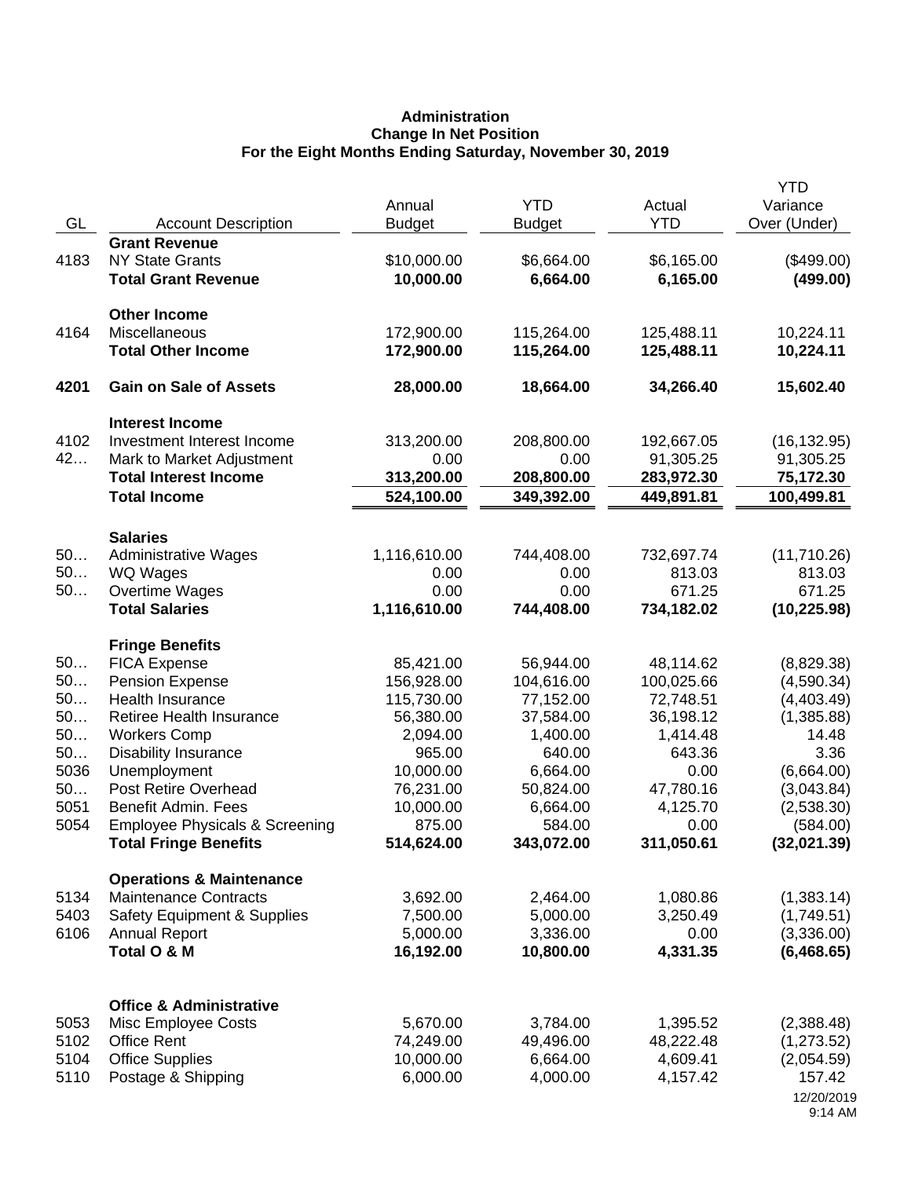**Administration**
**Change In Net Position**
**For the Eight Months Ending Saturday, November 30, 2019**

| GL | Account Description | Annual Budget | YTD Budget | Actual YTD | YTD Variance Over (Under) |
|---|---|---|---|---|---|
| | **Grant Revenue** | | | | |
| 4183 | NY State Grants | $10,000.00 | $6,664.00 | $6,165.00 | ($499.00) |
| | **Total Grant Revenue** | **10,000.00** | **6,664.00** | **6,165.00** | **(499.00)** |
| | **Other Income** | | | | |
| 4164 | Miscellaneous | 172,900.00 | 115,264.00 | 125,488.11 | 10,224.11 |
| | **Total Other Income** | **172,900.00** | **115,264.00** | **125,488.11** | **10,224.11** |
| **4201** | **Gain on Sale of Assets** | **28,000.00** | **18,664.00** | **34,266.40** | **15,602.40** |
| | **Interest Income** | | | | |
| 4102 | Investment Interest Income | 313,200.00 | 208,800.00 | 192,667.05 | (16,132.95) |
| 42… | Mark to Market Adjustment | 0.00 | 0.00 | 91,305.25 | 91,305.25 |
| | **Total Interest Income** | **313,200.00** | **208,800.00** | **283,972.30** | **75,172.30** |
| | **Total Income** | **524,100.00** | **349,392.00** | **449,891.81** | **100,499.81** |
| | **Salaries** | | | | |
| 50… | Administrative Wages | 1,116,610.00 | 744,408.00 | 732,697.74 | (11,710.26) |
| 50… | WQ Wages | 0.00 | 0.00 | 813.03 | 813.03 |
| 50… | Overtime Wages | 0.00 | 0.00 | 671.25 | 671.25 |
| | **Total Salaries** | **1,116,610.00** | **744,408.00** | **734,182.02** | **(10,225.98)** |
| | **Fringe Benefits** | | | | |
| 50… | FICA Expense | 85,421.00 | 56,944.00 | 48,114.62 | (8,829.38) |
| 50… | Pension Expense | 156,928.00 | 104,616.00 | 100,025.66 | (4,590.34) |
| 50… | Health Insurance | 115,730.00 | 77,152.00 | 72,748.51 | (4,403.49) |
| 50… | Retiree Health Insurance | 56,380.00 | 37,584.00 | 36,198.12 | (1,385.88) |
| 50… | Workers Comp | 2,094.00 | 1,400.00 | 1,414.48 | 14.48 |
| 50… | Disability Insurance | 965.00 | 640.00 | 643.36 | 3.36 |
| 5036 | Unemployment | 10,000.00 | 6,664.00 | 0.00 | (6,664.00) |
| 50… | Post Retire Overhead | 76,231.00 | 50,824.00 | 47,780.16 | (3,043.84) |
| 5051 | Benefit Admin. Fees | 10,000.00 | 6,664.00 | 4,125.70 | (2,538.30) |
| 5054 | Employee Physicals & Screening | 875.00 | 584.00 | 0.00 | (584.00) |
| | **Total Fringe Benefits** | **514,624.00** | **343,072.00** | **311,050.61** | **(32,021.39)** |
| | **Operations & Maintenance** | | | | |
| 5134 | Maintenance Contracts | 3,692.00 | 2,464.00 | 1,080.86 | (1,383.14) |
| 5403 | Safety Equipment & Supplies | 7,500.00 | 5,000.00 | 3,250.49 | (1,749.51) |
| 6106 | Annual Report | 5,000.00 | 3,336.00 | 0.00 | (3,336.00) |
| | **Total O & M** | **16,192.00** | **10,800.00** | **4,331.35** | **(6,468.65)** |
| | **Office & Administrative** | | | | |
| 5053 | Misc Employee Costs | 5,670.00 | 3,784.00 | 1,395.52 | (2,388.48) |
| 5102 | Office Rent | 74,249.00 | 49,496.00 | 48,222.48 | (1,273.52) |
| 5104 | Office Supplies | 10,000.00 | 6,664.00 | 4,609.41 | (2,054.59) |
| 5110 | Postage & Shipping | 6,000.00 | 4,000.00 | 4,157.42 | 157.42 |

12/20/2019
9:14 AM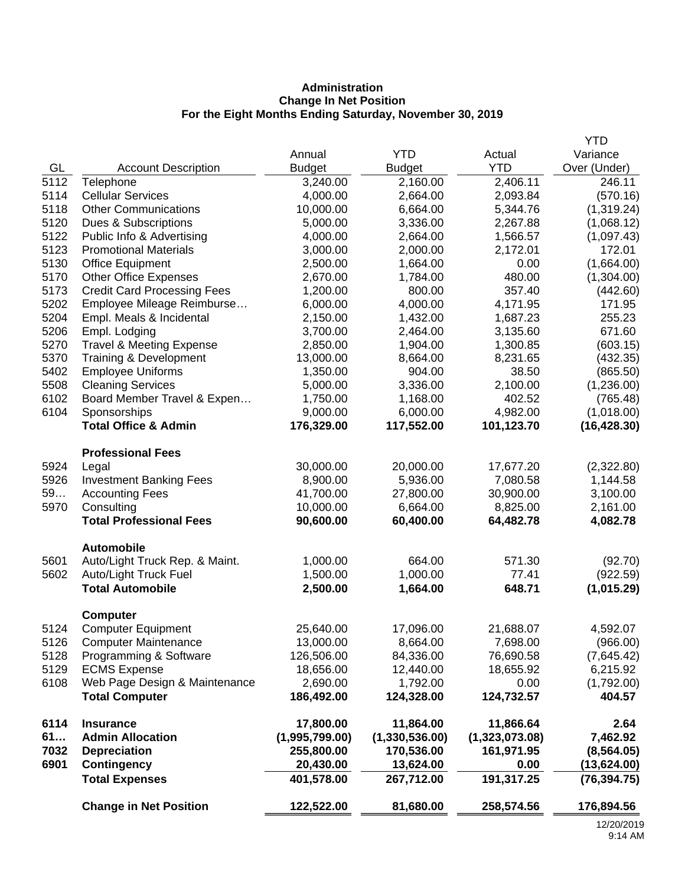**Administration**
**Change In Net Position**
**For the Eight Months Ending Saturday, November 30, 2019**

| GL | Account Description | Annual Budget | YTD Budget | Actual YTD | YTD Variance Over (Under) |
|---|---|---|---|---|---|
| 5112 | Telephone | 3,240.00 | 2,160.00 | 2,406.11 | 246.11 |
| 5114 | Cellular Services | 4,000.00 | 2,664.00 | 2,093.84 | (570.16) |
| 5118 | Other Communications | 10,000.00 | 6,664.00 | 5,344.76 | (1,319.24) |
| 5120 | Dues & Subscriptions | 5,000.00 | 3,336.00 | 2,267.88 | (1,068.12) |
| 5122 | Public Info & Advertising | 4,000.00 | 2,664.00 | 1,566.57 | (1,097.43) |
| 5123 | Promotional Materials | 3,000.00 | 2,000.00 | 2,172.01 | 172.01 |
| 5130 | Office Equipment | 2,500.00 | 1,664.00 | 0.00 | (1,664.00) |
| 5170 | Other Office Expenses | 2,670.00 | 1,784.00 | 480.00 | (1,304.00) |
| 5173 | Credit Card Processing Fees | 1,200.00 | 800.00 | 357.40 | (442.60) |
| 5202 | Employee Mileage Reimburse… | 6,000.00 | 4,000.00 | 4,171.95 | 171.95 |
| 5204 | Empl. Meals & Incidental | 2,150.00 | 1,432.00 | 1,687.23 | 255.23 |
| 5206 | Empl. Lodging | 3,700.00 | 2,464.00 | 3,135.60 | 671.60 |
| 5270 | Travel & Meeting Expense | 2,850.00 | 1,904.00 | 1,300.85 | (603.15) |
| 5370 | Training & Development | 13,000.00 | 8,664.00 | 8,231.65 | (432.35) |
| 5402 | Employee Uniforms | 1,350.00 | 904.00 | 38.50 | (865.50) |
| 5508 | Cleaning Services | 5,000.00 | 3,336.00 | 2,100.00 | (1,236.00) |
| 6102 | Board Member Travel & Expen… | 1,750.00 | 1,168.00 | 402.52 | (765.48) |
| 6104 | Sponsorships | 9,000.00 | 6,000.00 | 4,982.00 | (1,018.00) |
| | **Total Office & Admin** | **176,329.00** | **117,552.00** | **101,123.70** | **(16,428.30)** |
| | **Professional Fees** | | | | |
| 5924 | Legal | 30,000.00 | 20,000.00 | 17,677.20 | (2,322.80) |
| 5926 | Investment Banking Fees | 8,900.00 | 5,936.00 | 7,080.58 | 1,144.58 |
| 59… | Accounting Fees | 41,700.00 | 27,800.00 | 30,900.00 | 3,100.00 |
| 5970 | Consulting | 10,000.00 | 6,664.00 | 8,825.00 | 2,161.00 |
| | **Total Professional Fees** | **90,600.00** | **60,400.00** | **64,482.78** | **4,082.78** |
| | **Automobile** | | | | |
| 5601 | Auto/Light Truck Rep. & Maint. | 1,000.00 | 664.00 | 571.30 | (92.70) |
| 5602 | Auto/Light Truck Fuel | 1,500.00 | 1,000.00 | 77.41 | (922.59) |
| | **Total Automobile** | **2,500.00** | **1,664.00** | **648.71** | **(1,015.29)** |
| | **Computer** | | | | |
| 5124 | Computer Equipment | 25,640.00 | 17,096.00 | 21,688.07 | 4,592.07 |
| 5126 | Computer Maintenance | 13,000.00 | 8,664.00 | 7,698.00 | (966.00) |
| 5128 | Programming & Software | 126,506.00 | 84,336.00 | 76,690.58 | (7,645.42) |
| 5129 | ECMS Expense | 18,656.00 | 12,440.00 | 18,655.92 | 6,215.92 |
| 6108 | Web Page Design & Maintenance | 2,690.00 | 1,792.00 | 0.00 | (1,792.00) |
| | **Total Computer** | **186,492.00** | **124,328.00** | **124,732.57** | **404.57** |
| **6114** | **Insurance** | **17,800.00** | **11,864.00** | **11,866.64** | **2.64** |
| **61…** | **Admin Allocation** | **(1,995,799.00)** | **(1,330,536.00)** | **(1,323,073.08)** | **7,462.92** |
| **7032** | **Depreciation** | **255,800.00** | **170,536.00** | **161,971.95** | **(8,564.05)** |
| **6901** | **Contingency** | **20,430.00** | **13,624.00** | **0.00** | **(13,624.00)** |
| | **Total Expenses** | **401,578.00** | **267,712.00** | **191,317.25** | **(76,394.75)** |
| | **Change in Net Position** | **122,522.00** | **81,680.00** | **258,574.56** | **176,894.56** |

12/20/2019
9:14 AM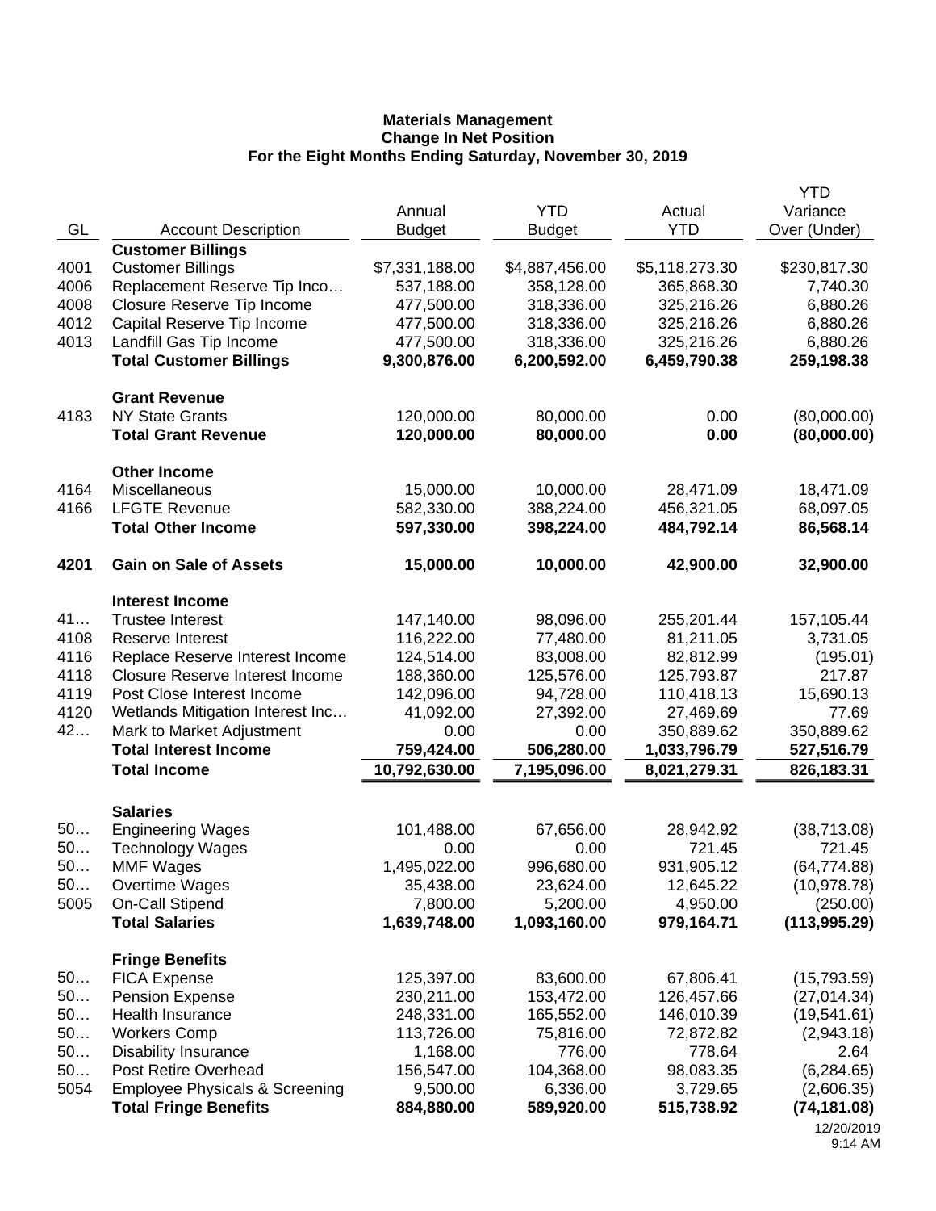**Materials Management**
**Change In Net Position**
**For the Eight Months Ending Saturday, November 30, 2019**

| GL | Account Description | Annual Budget | YTD Budget | Actual YTD | YTD Variance Over (Under) |
|---|---|---|---|---|---|
| | **Customer Billings** | | | | |
| 4001 | Customer Billings | $7,331,188.00 | $4,887,456.00 | $5,118,273.30 | $230,817.30 |
| 4006 | Replacement Reserve Tip Inco… | 537,188.00 | 358,128.00 | 365,868.30 | 7,740.30 |
| 4008 | Closure Reserve Tip Income | 477,500.00 | 318,336.00 | 325,216.26 | 6,880.26 |
| 4012 | Capital Reserve Tip Income | 477,500.00 | 318,336.00 | 325,216.26 | 6,880.26 |
| 4013 | Landfill Gas Tip Income | 477,500.00 | 318,336.00 | 325,216.26 | 6,880.26 |
| | **Total Customer Billings** | **9,300,876.00** | **6,200,592.00** | **6,459,790.38** | **259,198.38** |
| | **Grant Revenue** | | | | |
| 4183 | NY State Grants | 120,000.00 | 80,000.00 | 0.00 | (80,000.00) |
| | **Total Grant Revenue** | **120,000.00** | **80,000.00** | **0.00** | **(80,000.00)** |
| | **Other Income** | | | | |
| 4164 | Miscellaneous | 15,000.00 | 10,000.00 | 28,471.09 | 18,471.09 |
| 4166 | LFGTE Revenue | 582,330.00 | 388,224.00 | 456,321.05 | 68,097.05 |
| | **Total Other Income** | **597,330.00** | **398,224.00** | **484,792.14** | **86,568.14** |
| **4201** | **Gain on Sale of Assets** | **15,000.00** | **10,000.00** | **42,900.00** | **32,900.00** |
| | **Interest Income** | | | | |
| 41… | Trustee Interest | 147,140.00 | 98,096.00 | 255,201.44 | 157,105.44 |
| 4108 | Reserve Interest | 116,222.00 | 77,480.00 | 81,211.05 | 3,731.05 |
| 4116 | Replace Reserve Interest Income | 124,514.00 | 83,008.00 | 82,812.99 | (195.01) |
| 4118 | Closure Reserve Interest Income | 188,360.00 | 125,576.00 | 125,793.87 | 217.87 |
| 4119 | Post Close Interest Income | 142,096.00 | 94,728.00 | 110,418.13 | 15,690.13 |
| 4120 | Wetlands Mitigation Interest Inc… | 41,092.00 | 27,392.00 | 27,469.69 | 77.69 |
| 42… | Mark to Market Adjustment | 0.00 | 0.00 | 350,889.62 | 350,889.62 |
| | **Total Interest Income** | **759,424.00** | **506,280.00** | **1,033,796.79** | **527,516.79** |
| | **Total Income** | **10,792,630.00** | **7,195,096.00** | **8,021,279.31** | **826,183.31** |
| | **Salaries** | | | | |
| 50… | Engineering Wages | 101,488.00 | 67,656.00 | 28,942.92 | (38,713.08) |
| 50… | Technology Wages | 0.00 | 0.00 | 721.45 | 721.45 |
| 50… | MMF Wages | 1,495,022.00 | 996,680.00 | 931,905.12 | (64,774.88) |
| 50… | Overtime Wages | 35,438.00 | 23,624.00 | 12,645.22 | (10,978.78) |
| 5005 | On-Call Stipend | 7,800.00 | 5,200.00 | 4,950.00 | (250.00) |
| | **Total Salaries** | **1,639,748.00** | **1,093,160.00** | **979,164.71** | **(113,995.29)** |
| | **Fringe Benefits** | | | | |
| 50… | FICA Expense | 125,397.00 | 83,600.00 | 67,806.41 | (15,793.59) |
| 50… | Pension Expense | 230,211.00 | 153,472.00 | 126,457.66 | (27,014.34) |
| 50… | Health Insurance | 248,331.00 | 165,552.00 | 146,010.39 | (19,541.61) |
| 50… | Workers Comp | 113,726.00 | 75,816.00 | 72,872.82 | (2,943.18) |
| 50… | Disability Insurance | 1,168.00 | 776.00 | 778.64 | 2.64 |
| 50… | Post Retire Overhead | 156,547.00 | 104,368.00 | 98,083.35 | (6,284.65) |
| 5054 | Employee Physicals & Screening | 9,500.00 | 6,336.00 | 3,729.65 | (2,606.35) |
| | **Total Fringe Benefits** | **884,880.00** | **589,920.00** | **515,738.92** | **(74,181.08)** |

12/20/2019
9:14 AM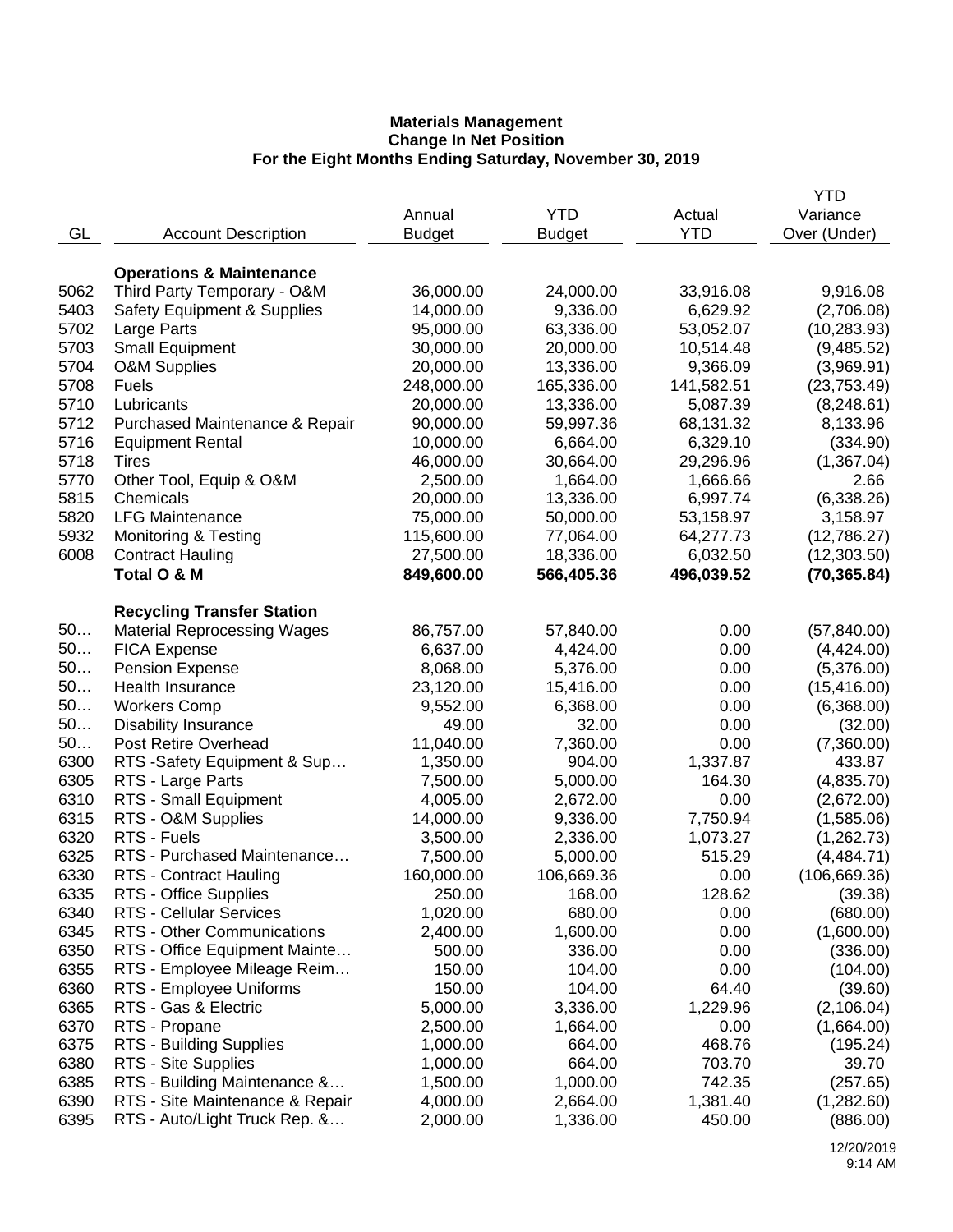**Materials Management**
**Change In Net Position**
**For the Eight Months Ending Saturday, November 30, 2019**

| GL | Account Description | Annual Budget | YTD Budget | Actual YTD | YTD Variance Over (Under) |
|---|---|---|---|---|---|
| | **Operations & Maintenance** | | | | |
| 5062 | Third Party Temporary - O&M | 36,000.00 | 24,000.00 | 33,916.08 | 9,916.08 |
| 5403 | Safety Equipment & Supplies | 14,000.00 | 9,336.00 | 6,629.92 | (2,706.08) |
| 5702 | Large Parts | 95,000.00 | 63,336.00 | 53,052.07 | (10,283.93) |
| 5703 | Small Equipment | 30,000.00 | 20,000.00 | 10,514.48 | (9,485.52) |
| 5704 | O&M Supplies | 20,000.00 | 13,336.00 | 9,366.09 | (3,969.91) |
| 5708 | Fuels | 248,000.00 | 165,336.00 | 141,582.51 | (23,753.49) |
| 5710 | Lubricants | 20,000.00 | 13,336.00 | 5,087.39 | (8,248.61) |
| 5712 | Purchased Maintenance & Repair | 90,000.00 | 59,997.36 | 68,131.32 | 8,133.96 |
| 5716 | Equipment Rental | 10,000.00 | 6,664.00 | 6,329.10 | (334.90) |
| 5718 | Tires | 46,000.00 | 30,664.00 | 29,296.96 | (1,367.04) |
| 5770 | Other Tool, Equip & O&M | 2,500.00 | 1,664.00 | 1,666.66 | 2.66 |
| 5815 | Chemicals | 20,000.00 | 13,336.00 | 6,997.74 | (6,338.26) |
| 5820 | LFG Maintenance | 75,000.00 | 50,000.00 | 53,158.97 | 3,158.97 |
| 5932 | Monitoring & Testing | 115,600.00 | 77,064.00 | 64,277.73 | (12,786.27) |
| 6008 | Contract Hauling | 27,500.00 | 18,336.00 | 6,032.50 | (12,303.50) |
| | **Total O & M** | **849,600.00** | **566,405.36** | **496,039.52** | **(70,365.84)** |
| | **Recycling Transfer Station** | | | | |
| 50… | Material Reprocessing Wages | 86,757.00 | 57,840.00 | 0.00 | (57,840.00) |
| 50… | FICA Expense | 6,637.00 | 4,424.00 | 0.00 | (4,424.00) |
| 50… | Pension Expense | 8,068.00 | 5,376.00 | 0.00 | (5,376.00) |
| 50… | Health Insurance | 23,120.00 | 15,416.00 | 0.00 | (15,416.00) |
| 50… | Workers Comp | 9,552.00 | 6,368.00 | 0.00 | (6,368.00) |
| 50… | Disability Insurance | 49.00 | 32.00 | 0.00 | (32.00) |
| 50… | Post Retire Overhead | 11,040.00 | 7,360.00 | 0.00 | (7,360.00) |
| 6300 | RTS -Safety Equipment & Sup… | 1,350.00 | 904.00 | 1,337.87 | 433.87 |
| 6305 | RTS - Large Parts | 7,500.00 | 5,000.00 | 164.30 | (4,835.70) |
| 6310 | RTS - Small Equipment | 4,005.00 | 2,672.00 | 0.00 | (2,672.00) |
| 6315 | RTS - O&M Supplies | 14,000.00 | 9,336.00 | 7,750.94 | (1,585.06) |
| 6320 | RTS - Fuels | 3,500.00 | 2,336.00 | 1,073.27 | (1,262.73) |
| 6325 | RTS - Purchased Maintenance… | 7,500.00 | 5,000.00 | 515.29 | (4,484.71) |
| 6330 | RTS - Contract Hauling | 160,000.00 | 106,669.36 | 0.00 | (106,669.36) |
| 6335 | RTS - Office Supplies | 250.00 | 168.00 | 128.62 | (39.38) |
| 6340 | RTS - Cellular Services | 1,020.00 | 680.00 | 0.00 | (680.00) |
| 6345 | RTS - Other Communications | 2,400.00 | 1,600.00 | 0.00 | (1,600.00) |
| 6350 | RTS - Office Equipment Mainte… | 500.00 | 336.00 | 0.00 | (336.00) |
| 6355 | RTS - Employee Mileage Reim… | 150.00 | 104.00 | 0.00 | (104.00) |
| 6360 | RTS - Employee Uniforms | 150.00 | 104.00 | 64.40 | (39.60) |
| 6365 | RTS - Gas & Electric | 5,000.00 | 3,336.00 | 1,229.96 | (2,106.04) |
| 6370 | RTS - Propane | 2,500.00 | 1,664.00 | 0.00 | (1,664.00) |
| 6375 | RTS - Building Supplies | 1,000.00 | 664.00 | 468.76 | (195.24) |
| 6380 | RTS - Site Supplies | 1,000.00 | 664.00 | 703.70 | 39.70 |
| 6385 | RTS - Building Maintenance &… | 1,500.00 | 1,000.00 | 742.35 | (257.65) |
| 6390 | RTS - Site Maintenance & Repair | 4,000.00 | 2,664.00 | 1,381.40 | (1,282.60) |
| 6395 | RTS - Auto/Light Truck Rep. &… | 2,000.00 | 1,336.00 | 450.00 | (886.00) |

12/20/2019
9:14 AM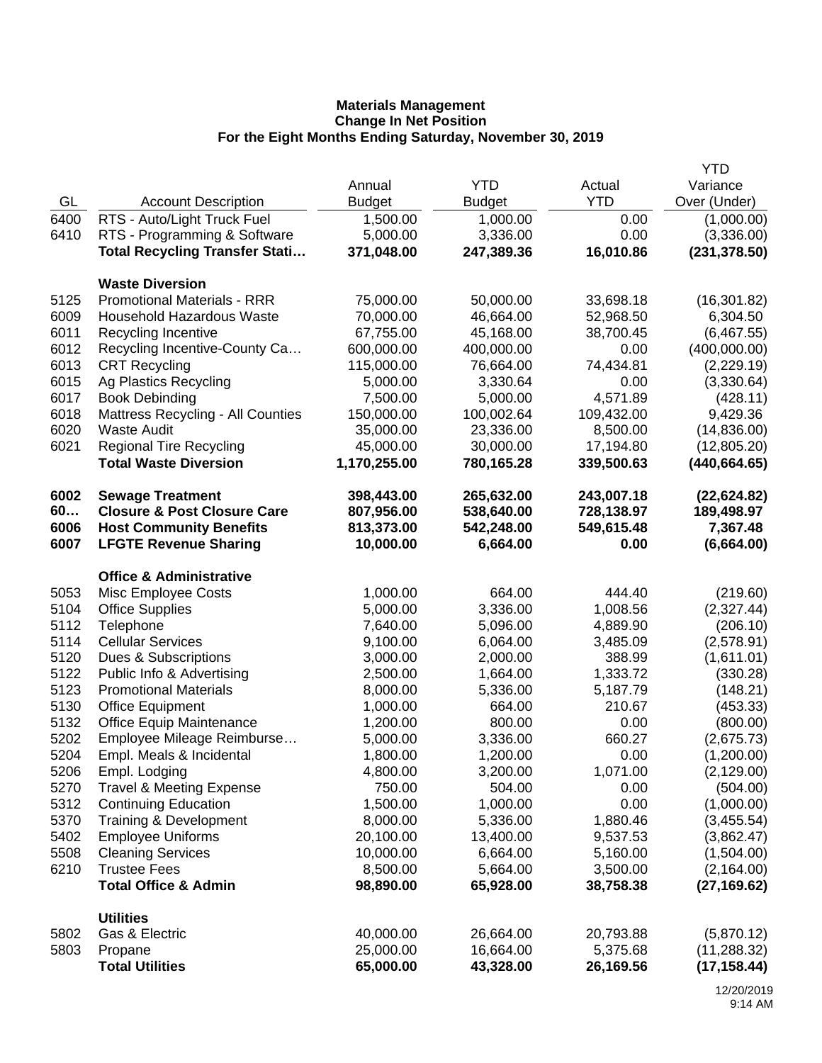**Materials Management**
**Change In Net Position**
**For the Eight Months Ending Saturday, November 30, 2019**

| GL | Account Description | Annual Budget | YTD Budget | Actual YTD | YTD Variance Over (Under) |
|---|---|---|---|---|---|
| 6400 | RTS - Auto/Light Truck Fuel | 1,500.00 | 1,000.00 | 0.00 | (1,000.00) |
| 6410 | RTS - Programming & Software | 5,000.00 | 3,336.00 | 0.00 | (3,336.00) |
| | **Total Recycling Transfer Stati…** | **371,048.00** | **247,389.36** | **16,010.86** | **(231,378.50)** |
| | **Waste Diversion** | | | | |
| 5125 | Promotional Materials - RRR | 75,000.00 | 50,000.00 | 33,698.18 | (16,301.82) |
| 6009 | Household Hazardous Waste | 70,000.00 | 46,664.00 | 52,968.50 | 6,304.50 |
| 6011 | Recycling Incentive | 67,755.00 | 45,168.00 | 38,700.45 | (6,467.55) |
| 6012 | Recycling Incentive-County Ca… | 600,000.00 | 400,000.00 | 0.00 | (400,000.00) |
| 6013 | CRT Recycling | 115,000.00 | 76,664.00 | 74,434.81 | (2,229.19) |
| 6015 | Ag Plastics Recycling | 5,000.00 | 3,330.64 | 0.00 | (3,330.64) |
| 6017 | Book Debinding | 7,500.00 | 5,000.00 | 4,571.89 | (428.11) |
| 6018 | Mattress Recycling - All Counties | 150,000.00 | 100,002.64 | 109,432.00 | 9,429.36 |
| 6020 | Waste Audit | 35,000.00 | 23,336.00 | 8,500.00 | (14,836.00) |
| 6021 | Regional Tire Recycling | 45,000.00 | 30,000.00 | 17,194.80 | (12,805.20) |
| | **Total Waste Diversion** | **1,170,255.00** | **780,165.28** | **339,500.63** | **(440,664.65)** |
| **6002** | **Sewage Treatment** | **398,443.00** | **265,632.00** | **243,007.18** | **(22,624.82)** |
| **60…** | **Closure & Post Closure Care** | **807,956.00** | **538,640.00** | **728,138.97** | **189,498.97** |
| **6006** | **Host Community Benefits** | **813,373.00** | **542,248.00** | **549,615.48** | **7,367.48** |
| **6007** | **LFGTE Revenue Sharing** | **10,000.00** | **6,664.00** | **0.00** | **(6,664.00)** |
| | **Office & Administrative** | | | | |
| 5053 | Misc Employee Costs | 1,000.00 | 664.00 | 444.40 | (219.60) |
| 5104 | Office Supplies | 5,000.00 | 3,336.00 | 1,008.56 | (2,327.44) |
| 5112 | Telephone | 7,640.00 | 5,096.00 | 4,889.90 | (206.10) |
| 5114 | Cellular Services | 9,100.00 | 6,064.00 | 3,485.09 | (2,578.91) |
| 5120 | Dues & Subscriptions | 3,000.00 | 2,000.00 | 388.99 | (1,611.01) |
| 5122 | Public Info & Advertising | 2,500.00 | 1,664.00 | 1,333.72 | (330.28) |
| 5123 | Promotional Materials | 8,000.00 | 5,336.00 | 5,187.79 | (148.21) |
| 5130 | Office Equipment | 1,000.00 | 664.00 | 210.67 | (453.33) |
| 5132 | Office Equip Maintenance | 1,200.00 | 800.00 | 0.00 | (800.00) |
| 5202 | Employee Mileage Reimburse… | 5,000.00 | 3,336.00 | 660.27 | (2,675.73) |
| 5204 | Empl. Meals & Incidental | 1,800.00 | 1,200.00 | 0.00 | (1,200.00) |
| 5206 | Empl. Lodging | 4,800.00 | 3,200.00 | 1,071.00 | (2,129.00) |
| 5270 | Travel & Meeting Expense | 750.00 | 504.00 | 0.00 | (504.00) |
| 5312 | Continuing Education | 1,500.00 | 1,000.00 | 0.00 | (1,000.00) |
| 5370 | Training & Development | 8,000.00 | 5,336.00 | 1,880.46 | (3,455.54) |
| 5402 | Employee Uniforms | 20,100.00 | 13,400.00 | 9,537.53 | (3,862.47) |
| 5508 | Cleaning Services | 10,000.00 | 6,664.00 | 5,160.00 | (1,504.00) |
| 6210 | Trustee Fees | 8,500.00 | 5,664.00 | 3,500.00 | (2,164.00) |
| | **Total Office & Admin** | **98,890.00** | **65,928.00** | **38,758.38** | **(27,169.62)** |
| | **Utilities** | | | | |
| 5802 | Gas & Electric | 40,000.00 | 26,664.00 | 20,793.88 | (5,870.12) |
| 5803 | Propane | 25,000.00 | 16,664.00 | 5,375.68 | (11,288.32) |
| | **Total Utilities** | **65,000.00** | **43,328.00** | **26,169.56** | **(17,158.44)** |

12/20/2019
9:14 AM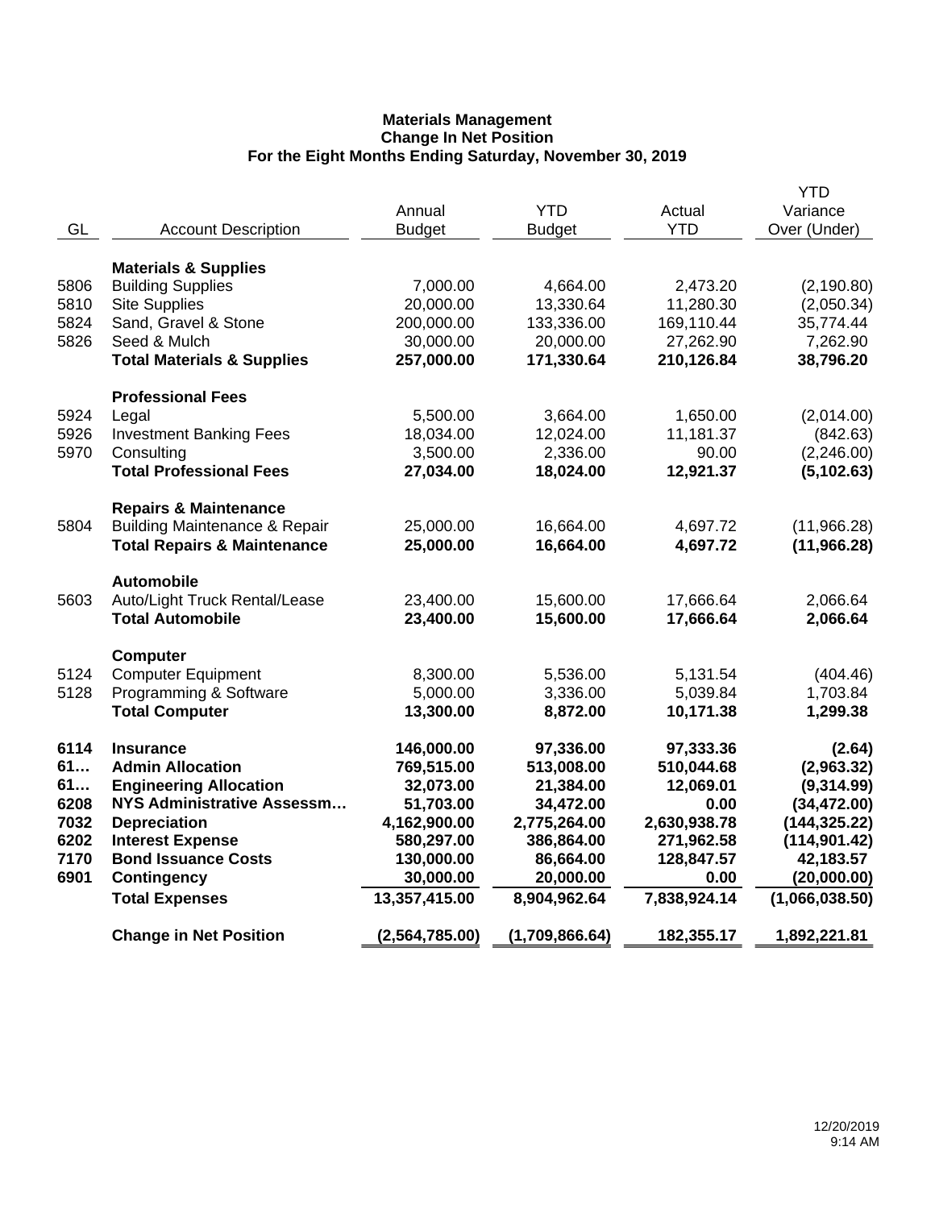**Materials Management**
**Change In Net Position**
**For the Eight Months Ending Saturday, November 30, 2019**

| GL | Account Description | Annual Budget | YTD Budget | Actual YTD | YTD Variance Over (Under) |
|---|---|---|---|---|---|
| | **Materials & Supplies** | | | | |
| 5806 | Building Supplies | 7,000.00 | 4,664.00 | 2,473.20 | (2,190.80) |
| 5810 | Site Supplies | 20,000.00 | 13,330.64 | 11,280.30 | (2,050.34) |
| 5824 | Sand, Gravel & Stone | 200,000.00 | 133,336.00 | 169,110.44 | 35,774.44 |
| 5826 | Seed & Mulch | 30,000.00 | 20,000.00 | 27,262.90 | 7,262.90 |
| | **Total Materials & Supplies** | **257,000.00** | **171,330.64** | **210,126.84** | **38,796.20** |
| | **Professional Fees** | | | | |
| 5924 | Legal | 5,500.00 | 3,664.00 | 1,650.00 | (2,014.00) |
| 5926 | Investment Banking Fees | 18,034.00 | 12,024.00 | 11,181.37 | (842.63) |
| 5970 | Consulting | 3,500.00 | 2,336.00 | 90.00 | (2,246.00) |
| | **Total Professional Fees** | **27,034.00** | **18,024.00** | **12,921.37** | **(5,102.63)** |
| | **Repairs & Maintenance** | | | | |
| 5804 | Building Maintenance & Repair | 25,000.00 | 16,664.00 | 4,697.72 | (11,966.28) |
| | **Total Repairs & Maintenance** | **25,000.00** | **16,664.00** | **4,697.72** | **(11,966.28)** |
| | **Automobile** | | | | |
| 5603 | Auto/Light Truck Rental/Lease | 23,400.00 | 15,600.00 | 17,666.64 | 2,066.64 |
| | **Total Automobile** | **23,400.00** | **15,600.00** | **17,666.64** | **2,066.64** |
| | **Computer** | | | | |
| 5124 | Computer Equipment | 8,300.00 | 5,536.00 | 5,131.54 | (404.46) |
| 5128 | Programming & Software | 5,000.00 | 3,336.00 | 5,039.84 | 1,703.84 |
| | **Total Computer** | **13,300.00** | **8,872.00** | **10,171.38** | **1,299.38** |
| **6114** | **Insurance** | **146,000.00** | **97,336.00** | **97,333.36** | **(2.64)** |
| **61…** | **Admin Allocation** | **769,515.00** | **513,008.00** | **510,044.68** | **(2,963.32)** |
| **61…** | **Engineering Allocation** | **32,073.00** | **21,384.00** | **12,069.01** | **(9,314.99)** |
| **6208** | **NYS Administrative Assessm…** | **51,703.00** | **34,472.00** | **0.00** | **(34,472.00)** |
| **7032** | **Depreciation** | **4,162,900.00** | **2,775,264.00** | **2,630,938.78** | **(144,325.22)** |
| **6202** | **Interest Expense** | **580,297.00** | **386,864.00** | **271,962.58** | **(114,901.42)** |
| **7170** | **Bond Issuance Costs** | **130,000.00** | **86,664.00** | **128,847.57** | **42,183.57** |
| **6901** | **Contingency** | **30,000.00** | **20,000.00** | **0.00** | **(20,000.00)** |
| | **Total Expenses** | **13,357,415.00** | **8,904,962.64** | **7,838,924.14** | **(1,066,038.50)** |
| | **Change in Net Position** | **(2,564,785.00)** | **(1,709,866.64)** | **182,355.17** | **1,892,221.81** |

12/20/2019
9:14 AM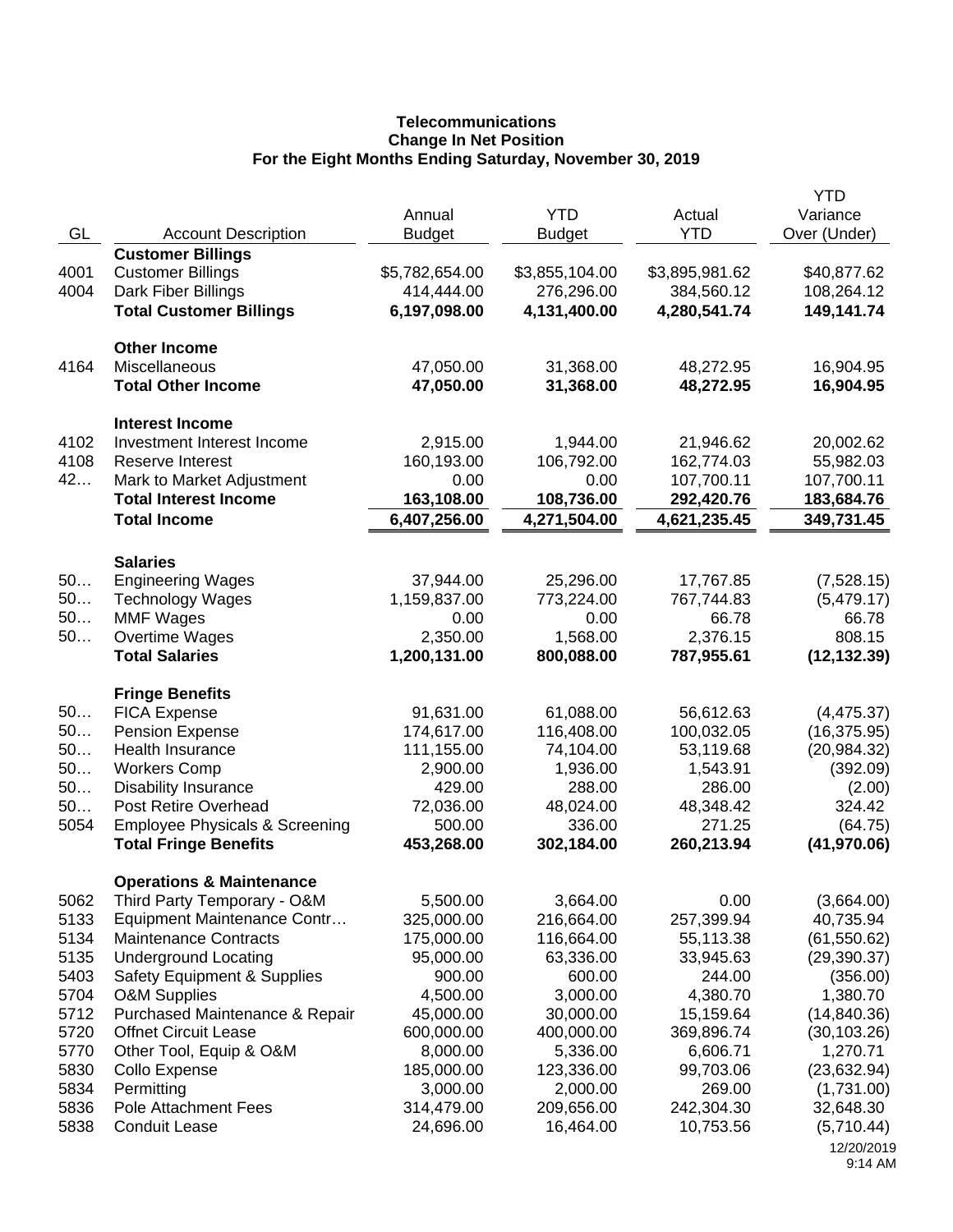**Telecommunications**
**Change In Net Position**
**For the Eight Months Ending Saturday, November 30, 2019**

| GL | Account Description | Annual Budget | YTD Budget | Actual YTD | YTD Variance Over (Under) |
|---|---|---|---|---|---|
| | **Customer Billings** | | | | |
| 4001 | Customer Billings | $5,782,654.00 | $3,855,104.00 | $3,895,981.62 | $40,877.62 |
| 4004 | Dark Fiber Billings | 414,444.00 | 276,296.00 | 384,560.12 | 108,264.12 |
| | **Total Customer Billings** | **6,197,098.00** | **4,131,400.00** | **4,280,541.74** | **149,141.74** |
| | **Other Income** | | | | |
| 4164 | Miscellaneous | 47,050.00 | 31,368.00 | 48,272.95 | 16,904.95 |
| | **Total Other Income** | **47,050.00** | **31,368.00** | **48,272.95** | **16,904.95** |
| | **Interest Income** | | | | |
| 4102 | Investment Interest Income | 2,915.00 | 1,944.00 | 21,946.62 | 20,002.62 |
| 4108 | Reserve Interest | 160,193.00 | 106,792.00 | 162,774.03 | 55,982.03 |
| 42… | Mark to Market Adjustment | 0.00 | 0.00 | 107,700.11 | 107,700.11 |
| | **Total Interest Income** | **163,108.00** | **108,736.00** | **292,420.76** | **183,684.76** |
| | **Total Income** | **6,407,256.00** | **4,271,504.00** | **4,621,235.45** | **349,731.45** |
| | **Salaries** | | | | |
| 50… | Engineering Wages | 37,944.00 | 25,296.00 | 17,767.85 | (7,528.15) |
| 50… | Technology Wages | 1,159,837.00 | 773,224.00 | 767,744.83 | (5,479.17) |
| 50… | MMF Wages | 0.00 | 0.00 | 66.78 | 66.78 |
| 50… | Overtime Wages | 2,350.00 | 1,568.00 | 2,376.15 | 808.15 |
| | **Total Salaries** | **1,200,131.00** | **800,088.00** | **787,955.61** | **(12,132.39)** |
| | **Fringe Benefits** | | | | |
| 50… | FICA Expense | 91,631.00 | 61,088.00 | 56,612.63 | (4,475.37) |
| 50… | Pension Expense | 174,617.00 | 116,408.00 | 100,032.05 | (16,375.95) |
| 50… | Health Insurance | 111,155.00 | 74,104.00 | 53,119.68 | (20,984.32) |
| 50… | Workers Comp | 2,900.00 | 1,936.00 | 1,543.91 | (392.09) |
| 50… | Disability Insurance | 429.00 | 288.00 | 286.00 | (2.00) |
| 50… | Post Retire Overhead | 72,036.00 | 48,024.00 | 48,348.42 | 324.42 |
| 5054 | Employee Physicals & Screening | 500.00 | 336.00 | 271.25 | (64.75) |
| | **Total Fringe Benefits** | **453,268.00** | **302,184.00** | **260,213.94** | **(41,970.06)** |
| | **Operations & Maintenance** | | | | |
| 5062 | Third Party Temporary - O&M | 5,500.00 | 3,664.00 | 0.00 | (3,664.00) |
| 5133 | Equipment Maintenance Contr… | 325,000.00 | 216,664.00 | 257,399.94 | 40,735.94 |
| 5134 | Maintenance Contracts | 175,000.00 | 116,664.00 | 55,113.38 | (61,550.62) |
| 5135 | Underground Locating | 95,000.00 | 63,336.00 | 33,945.63 | (29,390.37) |
| 5403 | Safety Equipment & Supplies | 900.00 | 600.00 | 244.00 | (356.00) |
| 5704 | O&M Supplies | 4,500.00 | 3,000.00 | 4,380.70 | 1,380.70 |
| 5712 | Purchased Maintenance & Repair | 45,000.00 | 30,000.00 | 15,159.64 | (14,840.36) |
| 5720 | Offnet Circuit Lease | 600,000.00 | 400,000.00 | 369,896.74 | (30,103.26) |
| 5770 | Other Tool, Equip & O&M | 8,000.00 | 5,336.00 | 6,606.71 | 1,270.71 |
| 5830 | Collo Expense | 185,000.00 | 123,336.00 | 99,703.06 | (23,632.94) |
| 5834 | Permitting | 3,000.00 | 2,000.00 | 269.00 | (1,731.00) |
| 5836 | Pole Attachment Fees | 314,479.00 | 209,656.00 | 242,304.30 | 32,648.30 |
| 5838 | Conduit Lease | 24,696.00 | 16,464.00 | 10,753.56 | (5,710.44) |

12/20/2019
9:14 AM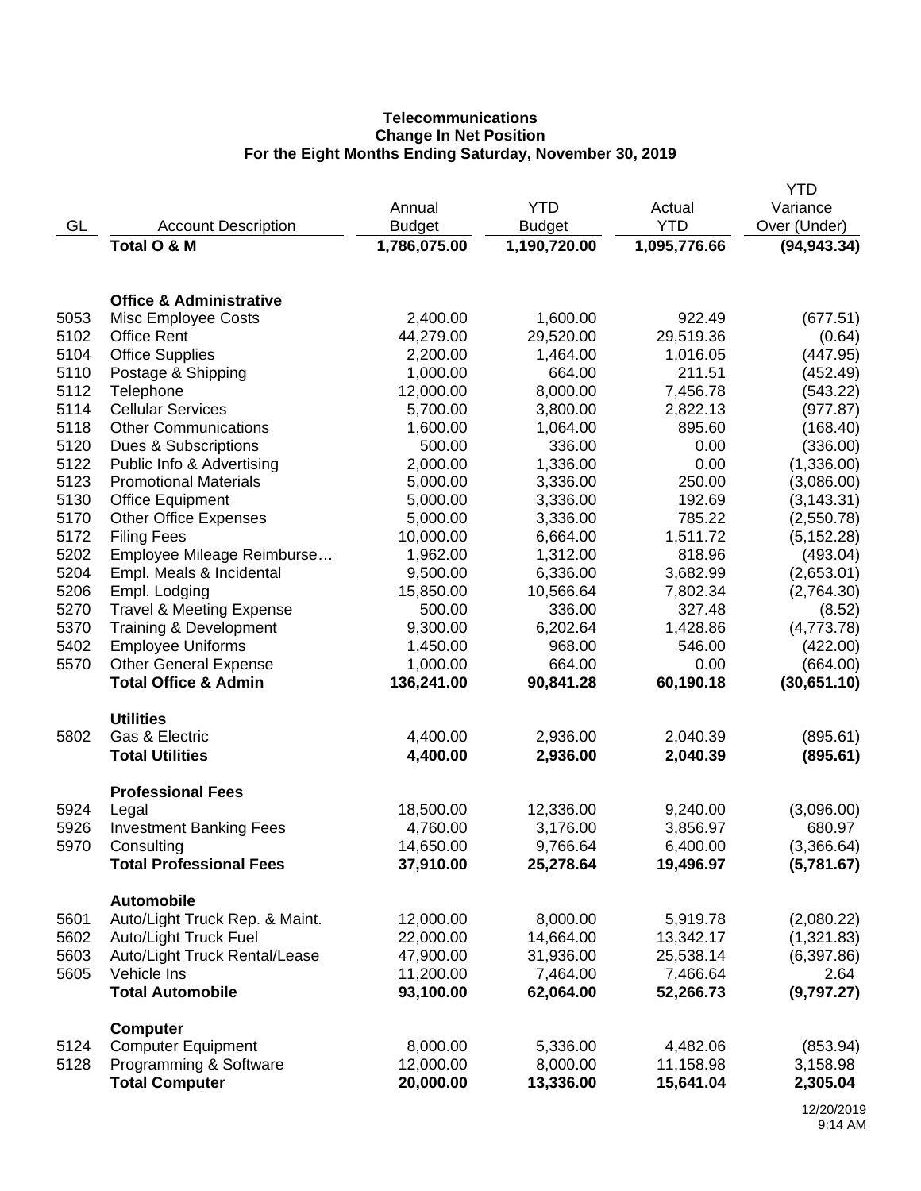**Telecommunications**
**Change In Net Position**
**For the Eight Months Ending Saturday, November 30, 2019**

| GL | Account Description | Annual Budget | YTD Budget | Actual YTD | YTD Variance Over (Under) |
|---|---|---|---|---|---|
| | **Total O & M** | **1,786,075.00** | **1,190,720.00** | **1,095,776.66** | **(94,943.34)** |
| | | | | | |
| | **Office & Administrative** | | | | |
| 5053 | Misc Employee Costs | 2,400.00 | 1,600.00 | 922.49 | (677.51) |
| 5102 | Office Rent | 44,279.00 | 29,520.00 | 29,519.36 | (0.64) |
| 5104 | Office Supplies | 2,200.00 | 1,464.00 | 1,016.05 | (447.95) |
| 5110 | Postage & Shipping | 1,000.00 | 664.00 | 211.51 | (452.49) |
| 5112 | Telephone | 12,000.00 | 8,000.00 | 7,456.78 | (543.22) |
| 5114 | Cellular Services | 5,700.00 | 3,800.00 | 2,822.13 | (977.87) |
| 5118 | Other Communications | 1,600.00 | 1,064.00 | 895.60 | (168.40) |
| 5120 | Dues & Subscriptions | 500.00 | 336.00 | 0.00 | (336.00) |
| 5122 | Public Info & Advertising | 2,000.00 | 1,336.00 | 0.00 | (1,336.00) |
| 5123 | Promotional Materials | 5,000.00 | 3,336.00 | 250.00 | (3,086.00) |
| 5130 | Office Equipment | 5,000.00 | 3,336.00 | 192.69 | (3,143.31) |
| 5170 | Other Office Expenses | 5,000.00 | 3,336.00 | 785.22 | (2,550.78) |
| 5172 | Filing Fees | 10,000.00 | 6,664.00 | 1,511.72 | (5,152.28) |
| 5202 | Employee Mileage Reimburse… | 1,962.00 | 1,312.00 | 818.96 | (493.04) |
| 5204 | Empl. Meals & Incidental | 9,500.00 | 6,336.00 | 3,682.99 | (2,653.01) |
| 5206 | Empl. Lodging | 15,850.00 | 10,566.64 | 7,802.34 | (2,764.30) |
| 5270 | Travel & Meeting Expense | 500.00 | 336.00 | 327.48 | (8.52) |
| 5370 | Training & Development | 9,300.00 | 6,202.64 | 1,428.86 | (4,773.78) |
| 5402 | Employee Uniforms | 1,450.00 | 968.00 | 546.00 | (422.00) |
| 5570 | Other General Expense | 1,000.00 | 664.00 | 0.00 | (664.00) |
| | **Total Office & Admin** | **136,241.00** | **90,841.28** | **60,190.18** | **(30,651.10)** |
| | | | | | |
| | **Utilities** | | | | |
| 5802 | Gas & Electric | 4,400.00 | 2,936.00 | 2,040.39 | (895.61) |
| | **Total Utilities** | **4,400.00** | **2,936.00** | **2,040.39** | **(895.61)** |
| | | | | | |
| | **Professional Fees** | | | | |
| 5924 | Legal | 18,500.00 | 12,336.00 | 9,240.00 | (3,096.00) |
| 5926 | Investment Banking Fees | 4,760.00 | 3,176.00 | 3,856.97 | 680.97 |
| 5970 | Consulting | 14,650.00 | 9,766.64 | 6,400.00 | (3,366.64) |
| | **Total Professional Fees** | **37,910.00** | **25,278.64** | **19,496.97** | **(5,781.67)** |
| | | | | | |
| | **Automobile** | | | | |
| 5601 | Auto/Light Truck Rep. & Maint. | 12,000.00 | 8,000.00 | 5,919.78 | (2,080.22) |
| 5602 | Auto/Light Truck Fuel | 22,000.00 | 14,664.00 | 13,342.17 | (1,321.83) |
| 5603 | Auto/Light Truck Rental/Lease | 47,900.00 | 31,936.00 | 25,538.14 | (6,397.86) |
| 5605 | Vehicle Ins | 11,200.00 | 7,464.00 | 7,466.64 | 2.64 |
| | **Total Automobile** | **93,100.00** | **62,064.00** | **52,266.73** | **(9,797.27)** |
| | | | | | |
| | **Computer** | | | | |
| 5124 | Computer Equipment | 8,000.00 | 5,336.00 | 4,482.06 | (853.94) |
| 5128 | Programming & Software | 12,000.00 | 8,000.00 | 11,158.98 | 3,158.98 |
| | **Total Computer** | **20,000.00** | **13,336.00** | **15,641.04** | **2,305.04** |

12/20/2019
9:14 AM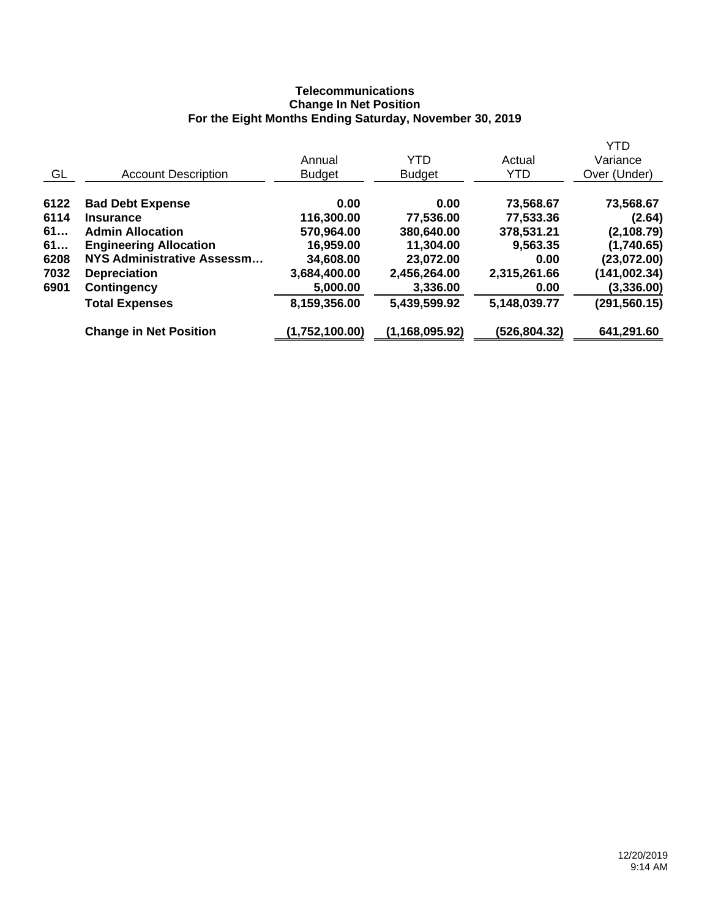**Telecommunications**
**Change In Net Position**
**For the Eight Months Ending Saturday, November 30, 2019**

| GL | Account Description | Annual Budget | YTD Budget | Actual YTD | YTD Variance Over (Under) |
|---|---|---|---|---|---|
| **6122** | **Bad Debt Expense** | **0.00** | **0.00** | **73,568.67** | **73,568.67** |
| **6114** | **Insurance** | **116,300.00** | **77,536.00** | **77,533.36** | **(2.64)** |
| **61…** | **Admin Allocation** | **570,964.00** | **380,640.00** | **378,531.21** | **(2,108.79)** |
| **61…** | **Engineering Allocation** | **16,959.00** | **11,304.00** | **9,563.35** | **(1,740.65)** |
| **6208** | **NYS Administrative Assessm…** | **34,608.00** | **23,072.00** | **0.00** | **(23,072.00)** |
| **7032** | **Depreciation** | **3,684,400.00** | **2,456,264.00** | **2,315,261.66** | **(141,002.34)** |
| **6901** | **Contingency** | **5,000.00** | **3,336.00** | **0.00** | **(3,336.00)** |
| | **Total Expenses** | **8,159,356.00** | **5,439,599.92** | **5,148,039.77** | **(291,560.15)** |
| | **Change in Net Position** | **(1,752,100.00)** | **(1,168,095.92)** | **(526,804.32)** | **641,291.60** |

12/20/2019
9:14 AM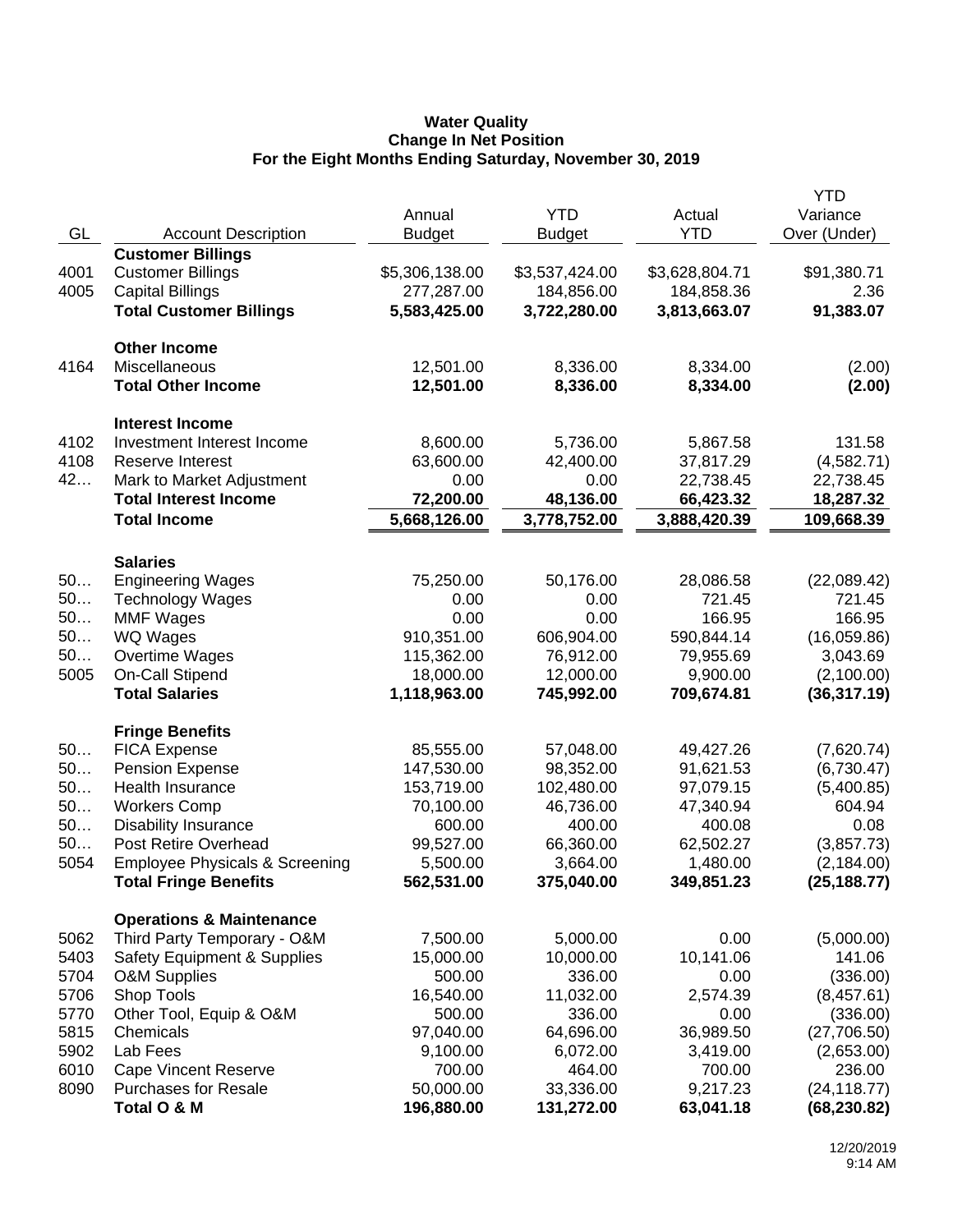**Water Quality**
**Change In Net Position**
**For the Eight Months Ending Saturday, November 30, 2019**

| GL | Account Description | Annual Budget | YTD Budget | Actual YTD | YTD Variance Over (Under) |
|---|---|---|---|---|---|
| | **Customer Billings** | | | | |
| 4001 | Customer Billings | $5,306,138.00 | $3,537,424.00 | $3,628,804.71 | $91,380.71 |
| 4005 | Capital Billings | 277,287.00 | 184,856.00 | 184,858.36 | 2.36 |
| | **Total Customer Billings** | **5,583,425.00** | **3,722,280.00** | **3,813,663.07** | **91,383.07** |
| | **Other Income** | | | | |
| 4164 | Miscellaneous | 12,501.00 | 8,336.00 | 8,334.00 | (2.00) |
| | **Total Other Income** | **12,501.00** | **8,336.00** | **8,334.00** | **(2.00)** |
| | **Interest Income** | | | | |
| 4102 | Investment Interest Income | 8,600.00 | 5,736.00 | 5,867.58 | 131.58 |
| 4108 | Reserve Interest | 63,600.00 | 42,400.00 | 37,817.29 | (4,582.71) |
| 42… | Mark to Market Adjustment | 0.00 | 0.00 | 22,738.45 | 22,738.45 |
| | **Total Interest Income** | **72,200.00** | **48,136.00** | **66,423.32** | **18,287.32** |
| | **Total Income** | **5,668,126.00** | **3,778,752.00** | **3,888,420.39** | **109,668.39** |
| | **Salaries** | | | | |
| 50… | Engineering Wages | 75,250.00 | 50,176.00 | 28,086.58 | (22,089.42) |
| 50… | Technology Wages | 0.00 | 0.00 | 721.45 | 721.45 |
| 50… | MMF Wages | 0.00 | 0.00 | 166.95 | 166.95 |
| 50… | WQ Wages | 910,351.00 | 606,904.00 | 590,844.14 | (16,059.86) |
| 50… | Overtime Wages | 115,362.00 | 76,912.00 | 79,955.69 | 3,043.69 |
| 5005 | On-Call Stipend | 18,000.00 | 12,000.00 | 9,900.00 | (2,100.00) |
| | **Total Salaries** | **1,118,963.00** | **745,992.00** | **709,674.81** | **(36,317.19)** |
| | **Fringe Benefits** | | | | |
| 50… | FICA Expense | 85,555.00 | 57,048.00 | 49,427.26 | (7,620.74) |
| 50… | Pension Expense | 147,530.00 | 98,352.00 | 91,621.53 | (6,730.47) |
| 50… | Health Insurance | 153,719.00 | 102,480.00 | 97,079.15 | (5,400.85) |
| 50… | Workers Comp | 70,100.00 | 46,736.00 | 47,340.94 | 604.94 |
| 50… | Disability Insurance | 600.00 | 400.00 | 400.08 | 0.08 |
| 50… | Post Retire Overhead | 99,527.00 | 66,360.00 | 62,502.27 | (3,857.73) |
| 5054 | Employee Physicals & Screening | 5,500.00 | 3,664.00 | 1,480.00 | (2,184.00) |
| | **Total Fringe Benefits** | **562,531.00** | **375,040.00** | **349,851.23** | **(25,188.77)** |
| | **Operations & Maintenance** | | | | |
| 5062 | Third Party Temporary - O&M | 7,500.00 | 5,000.00 | 0.00 | (5,000.00) |
| 5403 | Safety Equipment & Supplies | 15,000.00 | 10,000.00 | 10,141.06 | 141.06 |
| 5704 | O&M Supplies | 500.00 | 336.00 | 0.00 | (336.00) |
| 5706 | Shop Tools | 16,540.00 | 11,032.00 | 2,574.39 | (8,457.61) |
| 5770 | Other Tool, Equip & O&M | 500.00 | 336.00 | 0.00 | (336.00) |
| 5815 | Chemicals | 97,040.00 | 64,696.00 | 36,989.50 | (27,706.50) |
| 5902 | Lab Fees | 9,100.00 | 6,072.00 | 3,419.00 | (2,653.00) |
| 6010 | Cape Vincent Reserve | 700.00 | 464.00 | 700.00 | 236.00 |
| 8090 | Purchases for Resale | 50,000.00 | 33,336.00 | 9,217.23 | (24,118.77) |
| | **Total O & M** | **196,880.00** | **131,272.00** | **63,041.18** | **(68,230.82)** |

12/20/2019
9:14 AM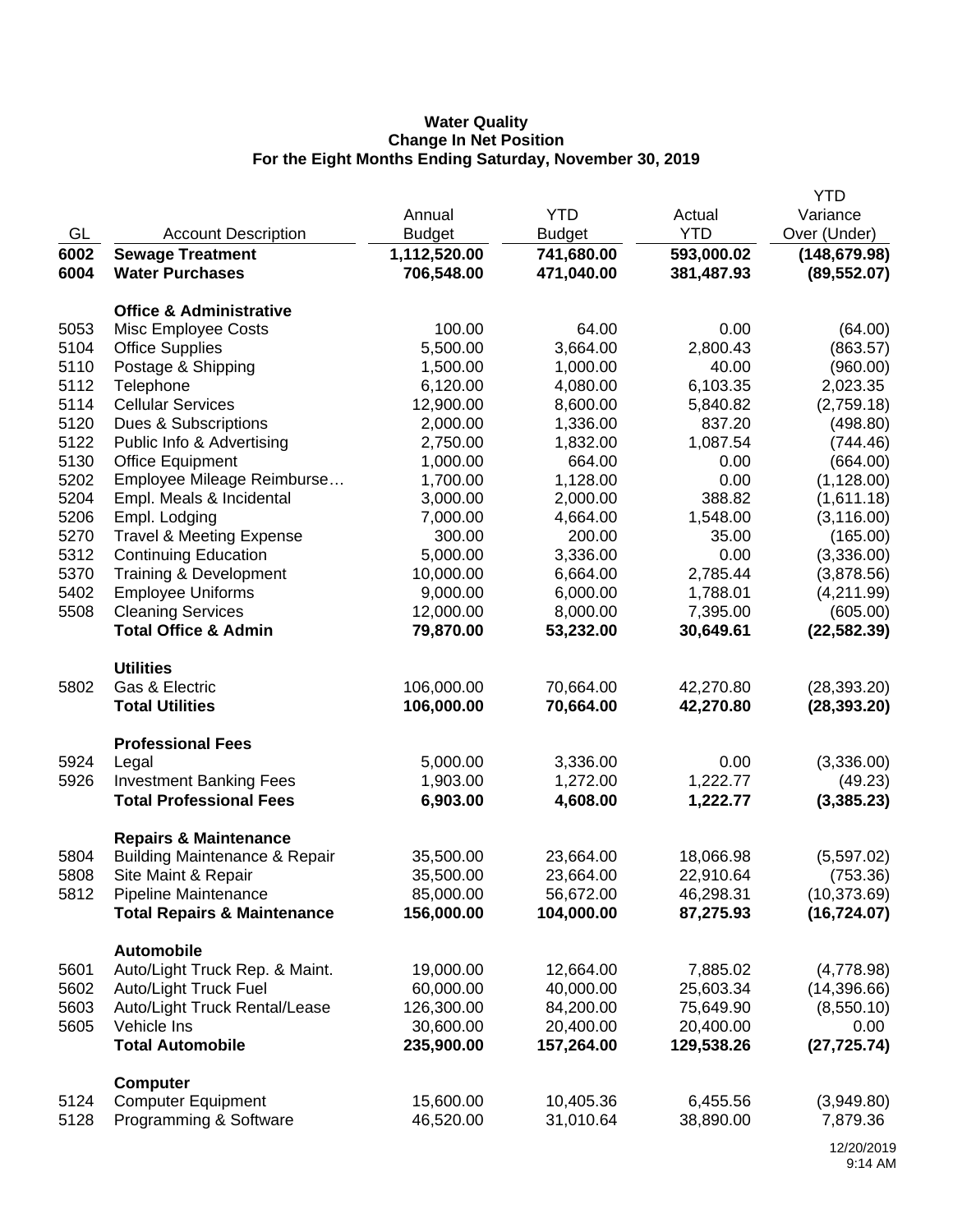**Water Quality**
**Change In Net Position**
**For the Eight Months Ending Saturday, November 30, 2019**

| GL | Account Description | Annual Budget | YTD Budget | Actual YTD | YTD Variance Over (Under) |
|---|---|---|---|---|---|
| **6002** | **Sewage Treatment** | **1,112,520.00** | **741,680.00** | **593,000.02** | **(148,679.98)** |
| **6004** | **Water Purchases** | **706,548.00** | **471,040.00** | **381,487.93** | **(89,552.07)** |
| | **Office & Administrative** | | | | |
| 5053 | Misc Employee Costs | 100.00 | 64.00 | 0.00 | (64.00) |
| 5104 | Office Supplies | 5,500.00 | 3,664.00 | 2,800.43 | (863.57) |
| 5110 | Postage & Shipping | 1,500.00 | 1,000.00 | 40.00 | (960.00) |
| 5112 | Telephone | 6,120.00 | 4,080.00 | 6,103.35 | 2,023.35 |
| 5114 | Cellular Services | 12,900.00 | 8,600.00 | 5,840.82 | (2,759.18) |
| 5120 | Dues & Subscriptions | 2,000.00 | 1,336.00 | 837.20 | (498.80) |
| 5122 | Public Info & Advertising | 2,750.00 | 1,832.00 | 1,087.54 | (744.46) |
| 5130 | Office Equipment | 1,000.00 | 664.00 | 0.00 | (664.00) |
| 5202 | Employee Mileage Reimburse… | 1,700.00 | 1,128.00 | 0.00 | (1,128.00) |
| 5204 | Empl. Meals & Incidental | 3,000.00 | 2,000.00 | 388.82 | (1,611.18) |
| 5206 | Empl. Lodging | 7,000.00 | 4,664.00 | 1,548.00 | (3,116.00) |
| 5270 | Travel & Meeting Expense | 300.00 | 200.00 | 35.00 | (165.00) |
| 5312 | Continuing Education | 5,000.00 | 3,336.00 | 0.00 | (3,336.00) |
| 5370 | Training & Development | 10,000.00 | 6,664.00 | 2,785.44 | (3,878.56) |
| 5402 | Employee Uniforms | 9,000.00 | 6,000.00 | 1,788.01 | (4,211.99) |
| 5508 | Cleaning Services | 12,000.00 | 8,000.00 | 7,395.00 | (605.00) |
| | **Total Office & Admin** | **79,870.00** | **53,232.00** | **30,649.61** | **(22,582.39)** |
| | **Utilities** | | | | |
| 5802 | Gas & Electric | 106,000.00 | 70,664.00 | 42,270.80 | (28,393.20) |
| | **Total Utilities** | **106,000.00** | **70,664.00** | **42,270.80** | **(28,393.20)** |
| | **Professional Fees** | | | | |
| 5924 | Legal | 5,000.00 | 3,336.00 | 0.00 | (3,336.00) |
| 5926 | Investment Banking Fees | 1,903.00 | 1,272.00 | 1,222.77 | (49.23) |
| | **Total Professional Fees** | **6,903.00** | **4,608.00** | **1,222.77** | **(3,385.23)** |
| | **Repairs & Maintenance** | | | | |
| 5804 | Building Maintenance & Repair | 35,500.00 | 23,664.00 | 18,066.98 | (5,597.02) |
| 5808 | Site Maint & Repair | 35,500.00 | 23,664.00 | 22,910.64 | (753.36) |
| 5812 | Pipeline Maintenance | 85,000.00 | 56,672.00 | 46,298.31 | (10,373.69) |
| | **Total Repairs & Maintenance** | **156,000.00** | **104,000.00** | **87,275.93** | **(16,724.07)** |
| | **Automobile** | | | | |
| 5601 | Auto/Light Truck Rep. & Maint. | 19,000.00 | 12,664.00 | 7,885.02 | (4,778.98) |
| 5602 | Auto/Light Truck Fuel | 60,000.00 | 40,000.00 | 25,603.34 | (14,396.66) |
| 5603 | Auto/Light Truck Rental/Lease | 126,300.00 | 84,200.00 | 75,649.90 | (8,550.10) |
| 5605 | Vehicle Ins | 30,600.00 | 20,400.00 | 20,400.00 | 0.00 |
| | **Total Automobile** | **235,900.00** | **157,264.00** | **129,538.26** | **(27,725.74)** |
| | **Computer** | | | | |
| 5124 | Computer Equipment | 15,600.00 | 10,405.36 | 6,455.56 | (3,949.80) |
| 5128 | Programming & Software | 46,520.00 | 31,010.64 | 38,890.00 | 7,879.36 |

12/20/2019
9:14 AM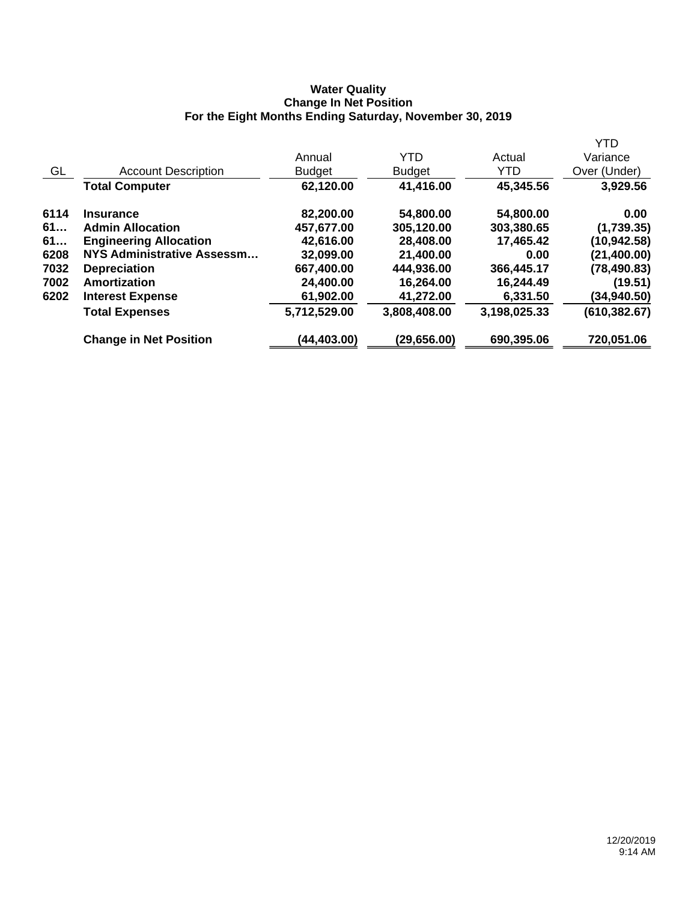**Water Quality**
**Change In Net Position**
**For the Eight Months Ending Saturday, November 30, 2019**

| GL | Account Description | Annual Budget | YTD Budget | Actual YTD | YTD Variance Over (Under) |
|---|---|---|---|---|---|
| | **Total Computer** | **62,120.00** | **41,416.00** | **45,345.56** | **3,929.56** |
| **6114** | **Insurance** | **82,200.00** | **54,800.00** | **54,800.00** | **0.00** |
| **61…** | **Admin Allocation** | **457,677.00** | **305,120.00** | **303,380.65** | **(1,739.35)** |
| **61…** | **Engineering Allocation** | **42,616.00** | **28,408.00** | **17,465.42** | **(10,942.58)** |
| **6208** | **NYS Administrative Assessm…** | **32,099.00** | **21,400.00** | **0.00** | **(21,400.00)** |
| **7032** | **Depreciation** | **667,400.00** | **444,936.00** | **366,445.17** | **(78,490.83)** |
| **7002** | **Amortization** | **24,400.00** | **16,264.00** | **16,244.49** | **(19.51)** |
| **6202** | **Interest Expense** | **61,902.00** | **41,272.00** | **6,331.50** | **(34,940.50)** |
| | **Total Expenses** | **5,712,529.00** | **3,808,408.00** | **3,198,025.33** | **(610,382.67)** |
| | **Change in Net Position** | **(44,403.00)** | **(29,656.00)** | **690,395.06** | **720,051.06** |

12/20/2019
9:14 AM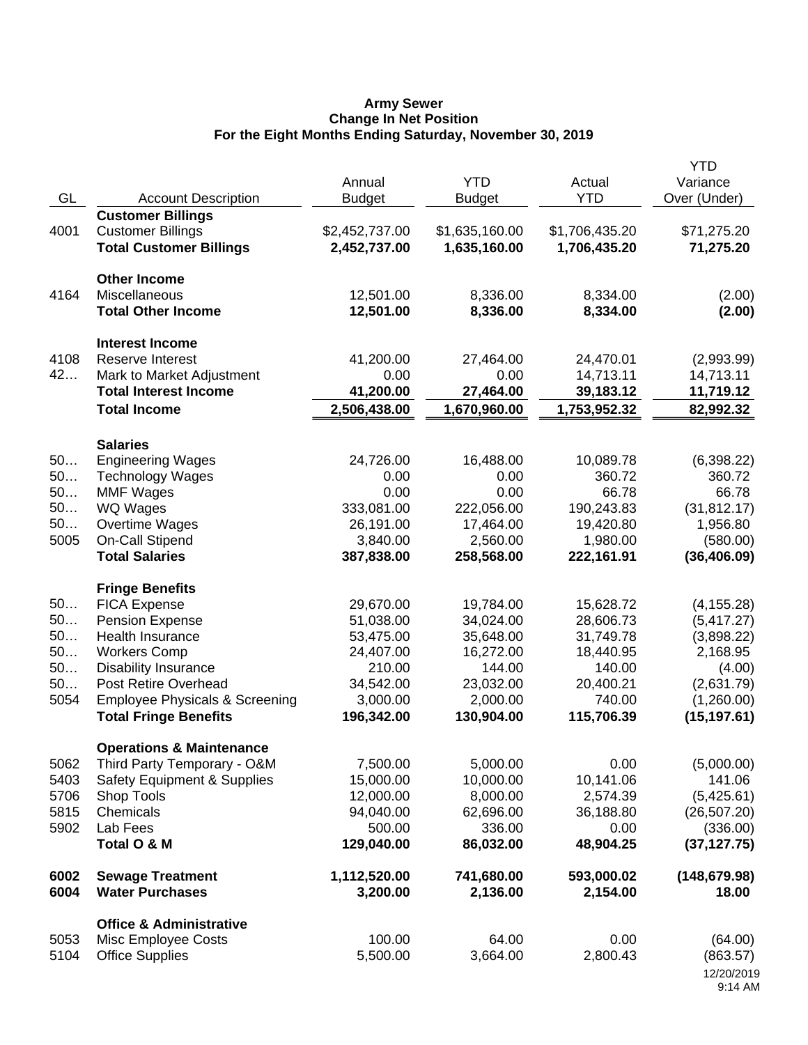**Army Sewer**
**Change In Net Position**
**For the Eight Months Ending Saturday, November 30, 2019**

| GL | Account Description | Annual Budget | YTD Budget | Actual YTD | YTD Variance Over (Under) |
|---|---|---|---|---|---|
| | **Customer Billings** | | | | |
| 4001 | Customer Billings | $2,452,737.00 | $1,635,160.00 | $1,706,435.20 | $71,275.20 |
| | **Total Customer Billings** | **2,452,737.00** | **1,635,160.00** | **1,706,435.20** | **71,275.20** |
| | **Other Income** | | | | |
| 4164 | Miscellaneous | 12,501.00 | 8,336.00 | 8,334.00 | (2.00) |
| | **Total Other Income** | **12,501.00** | **8,336.00** | **8,334.00** | **(2.00)** |
| | **Interest Income** | | | | |
| 4108 | Reserve Interest | 41,200.00 | 27,464.00 | 24,470.01 | (2,993.99) |
| 42… | Mark to Market Adjustment | 0.00 | 0.00 | 14,713.11 | 14,713.11 |
| | **Total Interest Income** | **41,200.00** | **27,464.00** | **39,183.12** | **11,719.12** |
| | **Total Income** | **2,506,438.00** | **1,670,960.00** | **1,753,952.32** | **82,992.32** |
| | **Salaries** | | | | |
| 50… | Engineering Wages | 24,726.00 | 16,488.00 | 10,089.78 | (6,398.22) |
| 50… | Technology Wages | 0.00 | 0.00 | 360.72 | 360.72 |
| 50… | MMF Wages | 0.00 | 0.00 | 66.78 | 66.78 |
| 50… | WQ Wages | 333,081.00 | 222,056.00 | 190,243.83 | (31,812.17) |
| 50… | Overtime Wages | 26,191.00 | 17,464.00 | 19,420.80 | 1,956.80 |
| 5005 | On-Call Stipend | 3,840.00 | 2,560.00 | 1,980.00 | (580.00) |
| | **Total Salaries** | **387,838.00** | **258,568.00** | **222,161.91** | **(36,406.09)** |
| | **Fringe Benefits** | | | | |
| 50… | FICA Expense | 29,670.00 | 19,784.00 | 15,628.72 | (4,155.28) |
| 50… | Pension Expense | 51,038.00 | 34,024.00 | 28,606.73 | (5,417.27) |
| 50… | Health Insurance | 53,475.00 | 35,648.00 | 31,749.78 | (3,898.22) |
| 50… | Workers Comp | 24,407.00 | 16,272.00 | 18,440.95 | 2,168.95 |
| 50… | Disability Insurance | 210.00 | 144.00 | 140.00 | (4.00) |
| 50… | Post Retire Overhead | 34,542.00 | 23,032.00 | 20,400.21 | (2,631.79) |
| 5054 | Employee Physicals & Screening | 3,000.00 | 2,000.00 | 740.00 | (1,260.00) |
| | **Total Fringe Benefits** | **196,342.00** | **130,904.00** | **115,706.39** | **(15,197.61)** |
| | **Operations & Maintenance** | | | | |
| 5062 | Third Party Temporary - O&M | 7,500.00 | 5,000.00 | 0.00 | (5,000.00) |
| 5403 | Safety Equipment & Supplies | 15,000.00 | 10,000.00 | 10,141.06 | 141.06 |
| 5706 | Shop Tools | 12,000.00 | 8,000.00 | 2,574.39 | (5,425.61) |
| 5815 | Chemicals | 94,040.00 | 62,696.00 | 36,188.80 | (26,507.20) |
| 5902 | Lab Fees | 500.00 | 336.00 | 0.00 | (336.00) |
| | **Total O & M** | **129,040.00** | **86,032.00** | **48,904.25** | **(37,127.75)** |
| **6002** | **Sewage Treatment** | **1,112,520.00** | **741,680.00** | **593,000.02** | **(148,679.98)** |
| **6004** | **Water Purchases** | **3,200.00** | **2,136.00** | **2,154.00** | **18.00** |
| | **Office & Administrative** | | | | |
| 5053 | Misc Employee Costs | 100.00 | 64.00 | 0.00 | (64.00) |
| 5104 | Office Supplies | 5,500.00 | 3,664.00 | 2,800.43 | (863.57) |

12/20/2019
9:14 AM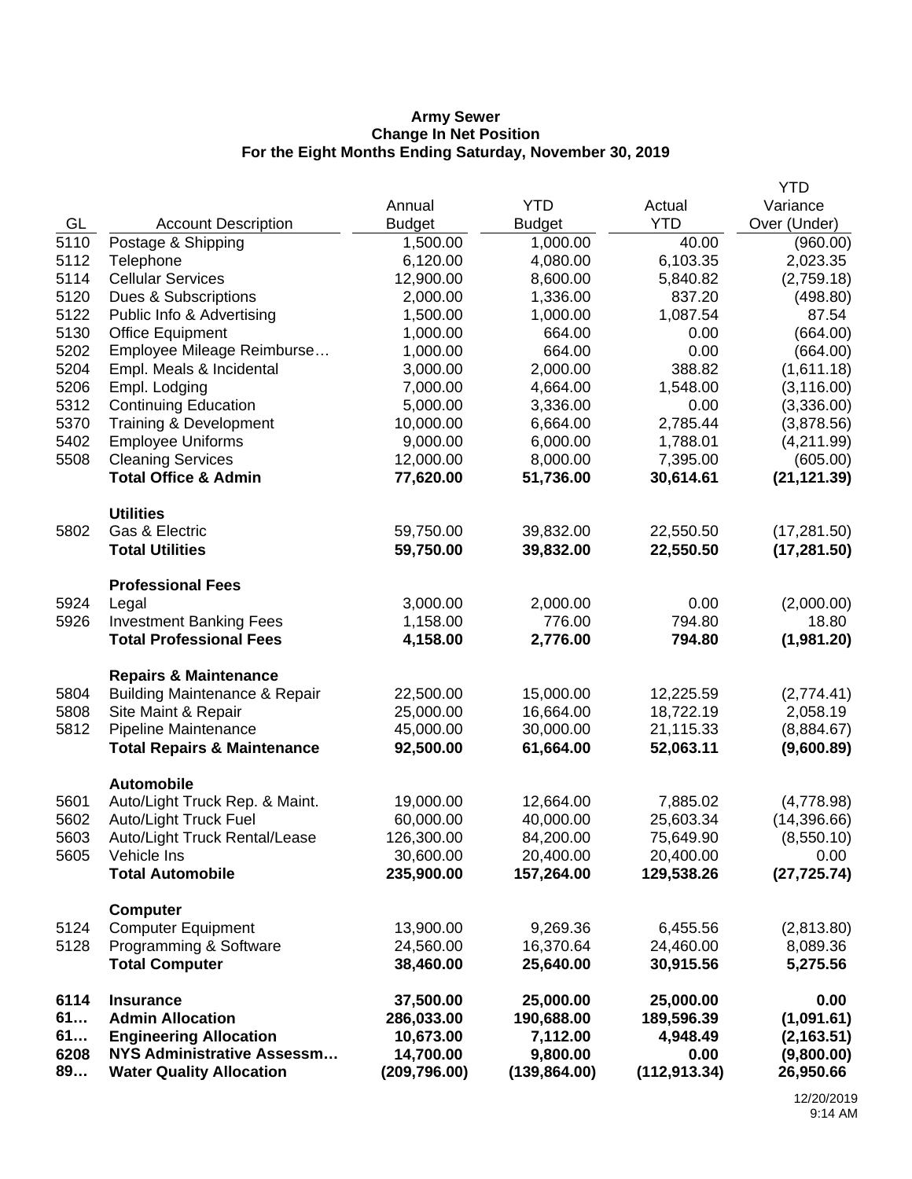**Army Sewer**
**Change In Net Position**
**For the Eight Months Ending Saturday, November 30, 2019**

| GL | Account Description | Annual Budget | YTD Budget | Actual YTD | YTD Variance Over (Under) |
|---|---|---|---|---|---|
| 5110 | Postage & Shipping | 1,500.00 | 1,000.00 | 40.00 | (960.00) |
| 5112 | Telephone | 6,120.00 | 4,080.00 | 6,103.35 | 2,023.35 |
| 5114 | Cellular Services | 12,900.00 | 8,600.00 | 5,840.82 | (2,759.18) |
| 5120 | Dues & Subscriptions | 2,000.00 | 1,336.00 | 837.20 | (498.80) |
| 5122 | Public Info & Advertising | 1,500.00 | 1,000.00 | 1,087.54 | 87.54 |
| 5130 | Office Equipment | 1,000.00 | 664.00 | 0.00 | (664.00) |
| 5202 | Employee Mileage Reimburse… | 1,000.00 | 664.00 | 0.00 | (664.00) |
| 5204 | Empl. Meals & Incidental | 3,000.00 | 2,000.00 | 388.82 | (1,611.18) |
| 5206 | Empl. Lodging | 7,000.00 | 4,664.00 | 1,548.00 | (3,116.00) |
| 5312 | Continuing Education | 5,000.00 | 3,336.00 | 0.00 | (3,336.00) |
| 5370 | Training & Development | 10,000.00 | 6,664.00 | 2,785.44 | (3,878.56) |
| 5402 | Employee Uniforms | 9,000.00 | 6,000.00 | 1,788.01 | (4,211.99) |
| 5508 | Cleaning Services | 12,000.00 | 8,000.00 | 7,395.00 | (605.00) |
| | **Total Office & Admin** | **77,620.00** | **51,736.00** | **30,614.61** | **(21,121.39)** |
| | **Utilities** | | | | |
| 5802 | Gas & Electric | 59,750.00 | 39,832.00 | 22,550.50 | (17,281.50) |
| | **Total Utilities** | **59,750.00** | **39,832.00** | **22,550.50** | **(17,281.50)** |
| | **Professional Fees** | | | | |
| 5924 | Legal | 3,000.00 | 2,000.00 | 0.00 | (2,000.00) |
| 5926 | Investment Banking Fees | 1,158.00 | 776.00 | 794.80 | 18.80 |
| | **Total Professional Fees** | **4,158.00** | **2,776.00** | **794.80** | **(1,981.20)** |
| | **Repairs & Maintenance** | | | | |
| 5804 | Building Maintenance & Repair | 22,500.00 | 15,000.00 | 12,225.59 | (2,774.41) |
| 5808 | Site Maint & Repair | 25,000.00 | 16,664.00 | 18,722.19 | 2,058.19 |
| 5812 | Pipeline Maintenance | 45,000.00 | 30,000.00 | 21,115.33 | (8,884.67) |
| | **Total Repairs & Maintenance** | **92,500.00** | **61,664.00** | **52,063.11** | **(9,600.89)** |
| | **Automobile** | | | | |
| 5601 | Auto/Light Truck Rep. & Maint. | 19,000.00 | 12,664.00 | 7,885.02 | (4,778.98) |
| 5602 | Auto/Light Truck Fuel | 60,000.00 | 40,000.00 | 25,603.34 | (14,396.66) |
| 5603 | Auto/Light Truck Rental/Lease | 126,300.00 | 84,200.00 | 75,649.90 | (8,550.10) |
| 5605 | Vehicle Ins | 30,600.00 | 20,400.00 | 20,400.00 | 0.00 |
| | **Total Automobile** | **235,900.00** | **157,264.00** | **129,538.26** | **(27,725.74)** |
| | **Computer** | | | | |
| 5124 | Computer Equipment | 13,900.00 | 9,269.36 | 6,455.56 | (2,813.80) |
| 5128 | Programming & Software | 24,560.00 | 16,370.64 | 24,460.00 | 8,089.36 |
| | **Total Computer** | **38,460.00** | **25,640.00** | **30,915.56** | **5,275.56** |
| **6114** | **Insurance** | **37,500.00** | **25,000.00** | **25,000.00** | **0.00** |
| **61…** | **Admin Allocation** | **286,033.00** | **190,688.00** | **189,596.39** | **(1,091.61)** |
| **61…** | **Engineering Allocation** | **10,673.00** | **7,112.00** | **4,948.49** | **(2,163.51)** |
| **6208** | **NYS Administrative Assessm…** | **14,700.00** | **9,800.00** | **0.00** | **(9,800.00)** |
| **89…** | **Water Quality Allocation** | **(209,796.00)** | **(139,864.00)** | **(112,913.34)** | **26,950.66** |

12/20/2019
9:14 AM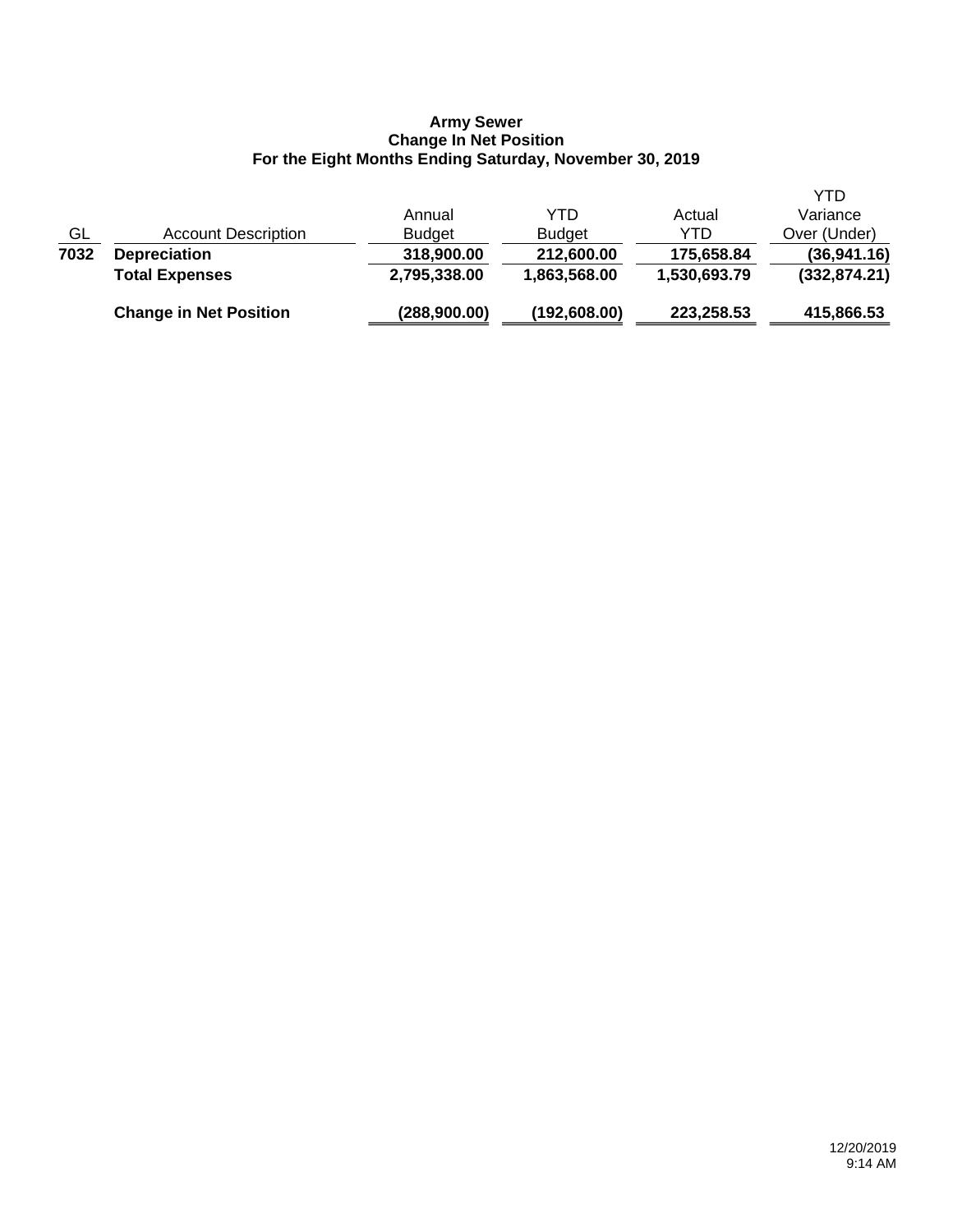**Army Sewer**
**Change In Net Position**
**For the Eight Months Ending Saturday, November 30, 2019**

| GL | Account Description | Annual Budget | YTD Budget | Actual YTD | YTD Variance Over (Under) |
|---|---|---|---|---|---|
| **7032** | **Depreciation** | **318,900.00** | **212,600.00** | **175,658.84** | **(36,941.16)** |
| | **Total Expenses** | **2,795,338.00** | **1,863,568.00** | **1,530,693.79** | **(332,874.21)** |
| | **Change in Net Position** | **(288,900.00)** | **(192,608.00)** | **223,258.53** | **415,866.53** |

12/20/2019
9:14 AM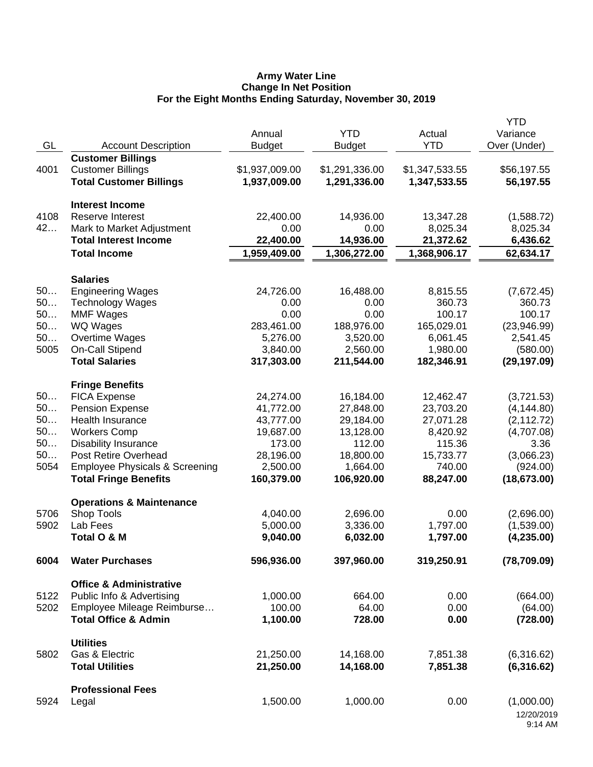**Army Water Line**
**Change In Net Position**
**For the Eight Months Ending Saturday, November 30, 2019**

| GL | Account Description | Annual Budget | YTD Budget | Actual YTD | YTD Variance Over (Under) |
|---|---|---|---|---|---|
| | **Customer Billings** | | | | |
| 4001 | Customer Billings | $1,937,009.00 | $1,291,336.00 | $1,347,533.55 | $56,197.55 |
| | **Total Customer Billings** | **1,937,009.00** | **1,291,336.00** | **1,347,533.55** | **56,197.55** |
| | **Interest Income** | | | | |
| 4108 | Reserve Interest | 22,400.00 | 14,936.00 | 13,347.28 | (1,588.72) |
| 42… | Mark to Market Adjustment | 0.00 | 0.00 | 8,025.34 | 8,025.34 |
| | **Total Interest Income** | **22,400.00** | **14,936.00** | **21,372.62** | **6,436.62** |
| | **Total Income** | **1,959,409.00** | **1,306,272.00** | **1,368,906.17** | **62,634.17** |
| | **Salaries** | | | | |
| 50… | Engineering Wages | 24,726.00 | 16,488.00 | 8,815.55 | (7,672.45) |
| 50… | Technology Wages | 0.00 | 0.00 | 360.73 | 360.73 |
| 50… | MMF Wages | 0.00 | 0.00 | 100.17 | 100.17 |
| 50… | WQ Wages | 283,461.00 | 188,976.00 | 165,029.01 | (23,946.99) |
| 50… | Overtime Wages | 5,276.00 | 3,520.00 | 6,061.45 | 2,541.45 |
| 5005 | On-Call Stipend | 3,840.00 | 2,560.00 | 1,980.00 | (580.00) |
| | **Total Salaries** | **317,303.00** | **211,544.00** | **182,346.91** | **(29,197.09)** |
| | **Fringe Benefits** | | | | |
| 50… | FICA Expense | 24,274.00 | 16,184.00 | 12,462.47 | (3,721.53) |
| 50… | Pension Expense | 41,772.00 | 27,848.00 | 23,703.20 | (4,144.80) |
| 50… | Health Insurance | 43,777.00 | 29,184.00 | 27,071.28 | (2,112.72) |
| 50… | Workers Comp | 19,687.00 | 13,128.00 | 8,420.92 | (4,707.08) |
| 50… | Disability Insurance | 173.00 | 112.00 | 115.36 | 3.36 |
| 50… | Post Retire Overhead | 28,196.00 | 18,800.00 | 15,733.77 | (3,066.23) |
| 5054 | Employee Physicals & Screening | 2,500.00 | 1,664.00 | 740.00 | (924.00) |
| | **Total Fringe Benefits** | **160,379.00** | **106,920.00** | **88,247.00** | **(18,673.00)** |
| | **Operations & Maintenance** | | | | |
| 5706 | Shop Tools | 4,040.00 | 2,696.00 | 0.00 | (2,696.00) |
| 5902 | Lab Fees | 5,000.00 | 3,336.00 | 1,797.00 | (1,539.00) |
| | **Total O & M** | **9,040.00** | **6,032.00** | **1,797.00** | **(4,235.00)** |
| **6004** | **Water Purchases** | **596,936.00** | **397,960.00** | **319,250.91** | **(78,709.09)** |
| | **Office & Administrative** | | | | |
| 5122 | Public Info & Advertising | 1,000.00 | 664.00 | 0.00 | (664.00) |
| 5202 | Employee Mileage Reimburse… | 100.00 | 64.00 | 0.00 | (64.00) |
| | **Total Office & Admin** | **1,100.00** | **728.00** | **0.00** | **(728.00)** |
| | **Utilities** | | | | |
| 5802 | Gas & Electric | 21,250.00 | 14,168.00 | 7,851.38 | (6,316.62) |
| | **Total Utilities** | **21,250.00** | **14,168.00** | **7,851.38** | **(6,316.62)** |
| | **Professional Fees** | | | | |
| 5924 | Legal | 1,500.00 | 1,000.00 | 0.00 | (1,000.00) |

12/20/2019
9:14 AM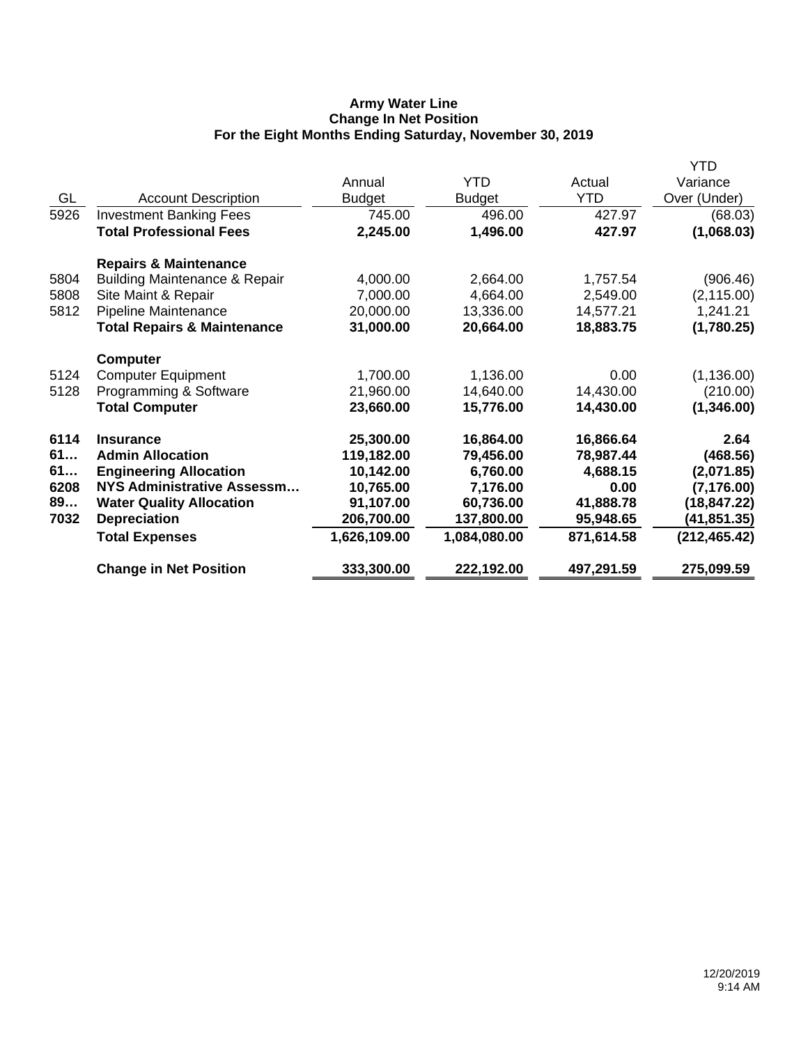**Army Water Line**
**Change In Net Position**
**For the Eight Months Ending Saturday, November 30, 2019**

| GL | Account Description | Annual Budget | YTD Budget | Actual YTD | YTD Variance Over (Under) |
|---|---|---|---|---|---|
| 5926 | Investment Banking Fees | 745.00 | 496.00 | 427.97 | (68.03) |
| | **Total Professional Fees** | **2,245.00** | **1,496.00** | **427.97** | **(1,068.03)** |
| | **Repairs & Maintenance** | | | | |
| 5804 | Building Maintenance & Repair | 4,000.00 | 2,664.00 | 1,757.54 | (906.46) |
| 5808 | Site Maint & Repair | 7,000.00 | 4,664.00 | 2,549.00 | (2,115.00) |
| 5812 | Pipeline Maintenance | 20,000.00 | 13,336.00 | 14,577.21 | 1,241.21 |
| | **Total Repairs & Maintenance** | **31,000.00** | **20,664.00** | **18,883.75** | **(1,780.25)** |
| | **Computer** | | | | |
| 5124 | Computer Equipment | 1,700.00 | 1,136.00 | 0.00 | (1,136.00) |
| 5128 | Programming & Software | 21,960.00 | 14,640.00 | 14,430.00 | (210.00) |
| | **Total Computer** | **23,660.00** | **15,776.00** | **14,430.00** | **(1,346.00)** |
| **6114** | **Insurance** | **25,300.00** | **16,864.00** | **16,866.64** | **2.64** |
| **61…** | **Admin Allocation** | **119,182.00** | **79,456.00** | **78,987.44** | **(468.56)** |
| **61…** | **Engineering Allocation** | **10,142.00** | **6,760.00** | **4,688.15** | **(2,071.85)** |
| **6208** | **NYS Administrative Assessm…** | **10,765.00** | **7,176.00** | **0.00** | **(7,176.00)** |
| **89…** | **Water Quality Allocation** | **91,107.00** | **60,736.00** | **41,888.78** | **(18,847.22)** |
| **7032** | **Depreciation** | **206,700.00** | **137,800.00** | **95,948.65** | **(41,851.35)** |
| | **Total Expenses** | **1,626,109.00** | **1,084,080.00** | **871,614.58** | **(212,465.42)** |
| | **Change in Net Position** | **333,300.00** | **222,192.00** | **497,291.59** | **275,099.59** |

12/20/2019
9:14 AM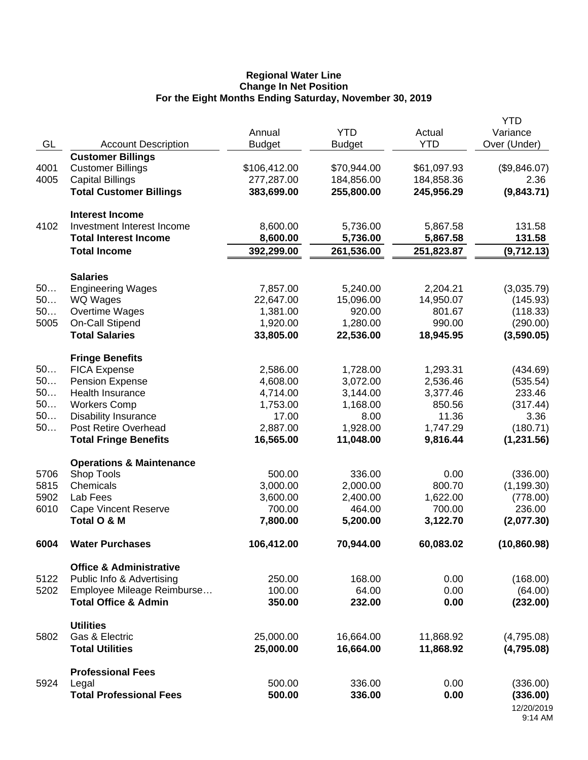**Regional Water Line**
**Change In Net Position**
**For the Eight Months Ending Saturday, November 30, 2019**

| GL | Account Description | Annual Budget | YTD Budget | Actual YTD | YTD Variance Over (Under) |
|---|---|---|---|---|---|
| | **Customer Billings** | | | | |
| 4001 | Customer Billings | $106,412.00 | $70,944.00 | $61,097.93 | ($9,846.07) |
| 4005 | Capital Billings | 277,287.00 | 184,856.00 | 184,858.36 | 2.36 |
| | **Total Customer Billings** | **383,699.00** | **255,800.00** | **245,956.29** | **(9,843.71)** |
| | **Interest Income** | | | | |
| 4102 | Investment Interest Income | 8,600.00 | 5,736.00 | 5,867.58 | 131.58 |
| | **Total Interest Income** | **8,600.00** | **5,736.00** | **5,867.58** | **131.58** |
| | **Total Income** | **392,299.00** | **261,536.00** | **251,823.87** | **(9,712.13)** |
| | **Salaries** | | | | |
| 50… | Engineering Wages | 7,857.00 | 5,240.00 | 2,204.21 | (3,035.79) |
| 50… | WQ Wages | 22,647.00 | 15,096.00 | 14,950.07 | (145.93) |
| 50… | Overtime Wages | 1,381.00 | 920.00 | 801.67 | (118.33) |
| 5005 | On-Call Stipend | 1,920.00 | 1,280.00 | 990.00 | (290.00) |
| | **Total Salaries** | **33,805.00** | **22,536.00** | **18,945.95** | **(3,590.05)** |
| | **Fringe Benefits** | | | | |
| 50… | FICA Expense | 2,586.00 | 1,728.00 | 1,293.31 | (434.69) |
| 50… | Pension Expense | 4,608.00 | 3,072.00 | 2,536.46 | (535.54) |
| 50… | Health Insurance | 4,714.00 | 3,144.00 | 3,377.46 | 233.46 |
| 50… | Workers Comp | 1,753.00 | 1,168.00 | 850.56 | (317.44) |
| 50… | Disability Insurance | 17.00 | 8.00 | 11.36 | 3.36 |
| 50… | Post Retire Overhead | 2,887.00 | 1,928.00 | 1,747.29 | (180.71) |
| | **Total Fringe Benefits** | **16,565.00** | **11,048.00** | **9,816.44** | **(1,231.56)** |
| | **Operations & Maintenance** | | | | |
| 5706 | Shop Tools | 500.00 | 336.00 | 0.00 | (336.00) |
| 5815 | Chemicals | 3,000.00 | 2,000.00 | 800.70 | (1,199.30) |
| 5902 | Lab Fees | 3,600.00 | 2,400.00 | 1,622.00 | (778.00) |
| 6010 | Cape Vincent Reserve | 700.00 | 464.00 | 700.00 | 236.00 |
| | **Total O & M** | **7,800.00** | **5,200.00** | **3,122.70** | **(2,077.30)** |
| **6004** | **Water Purchases** | **106,412.00** | **70,944.00** | **60,083.02** | **(10,860.98)** |
| | **Office & Administrative** | | | | |
| 5122 | Public Info & Advertising | 250.00 | 168.00 | 0.00 | (168.00) |
| 5202 | Employee Mileage Reimburse… | 100.00 | 64.00 | 0.00 | (64.00) |
| | **Total Office & Admin** | **350.00** | **232.00** | **0.00** | **(232.00)** |
| | **Utilities** | | | | |
| 5802 | Gas & Electric | 25,000.00 | 16,664.00 | 11,868.92 | (4,795.08) |
| | **Total Utilities** | **25,000.00** | **16,664.00** | **11,868.92** | **(4,795.08)** |
| | **Professional Fees** | | | | |
| 5924 | Legal | 500.00 | 336.00 | 0.00 | (336.00) |
| | **Total Professional Fees** | **500.00** | **336.00** | **0.00** | **(336.00)** |

12/20/2019
9:14 AM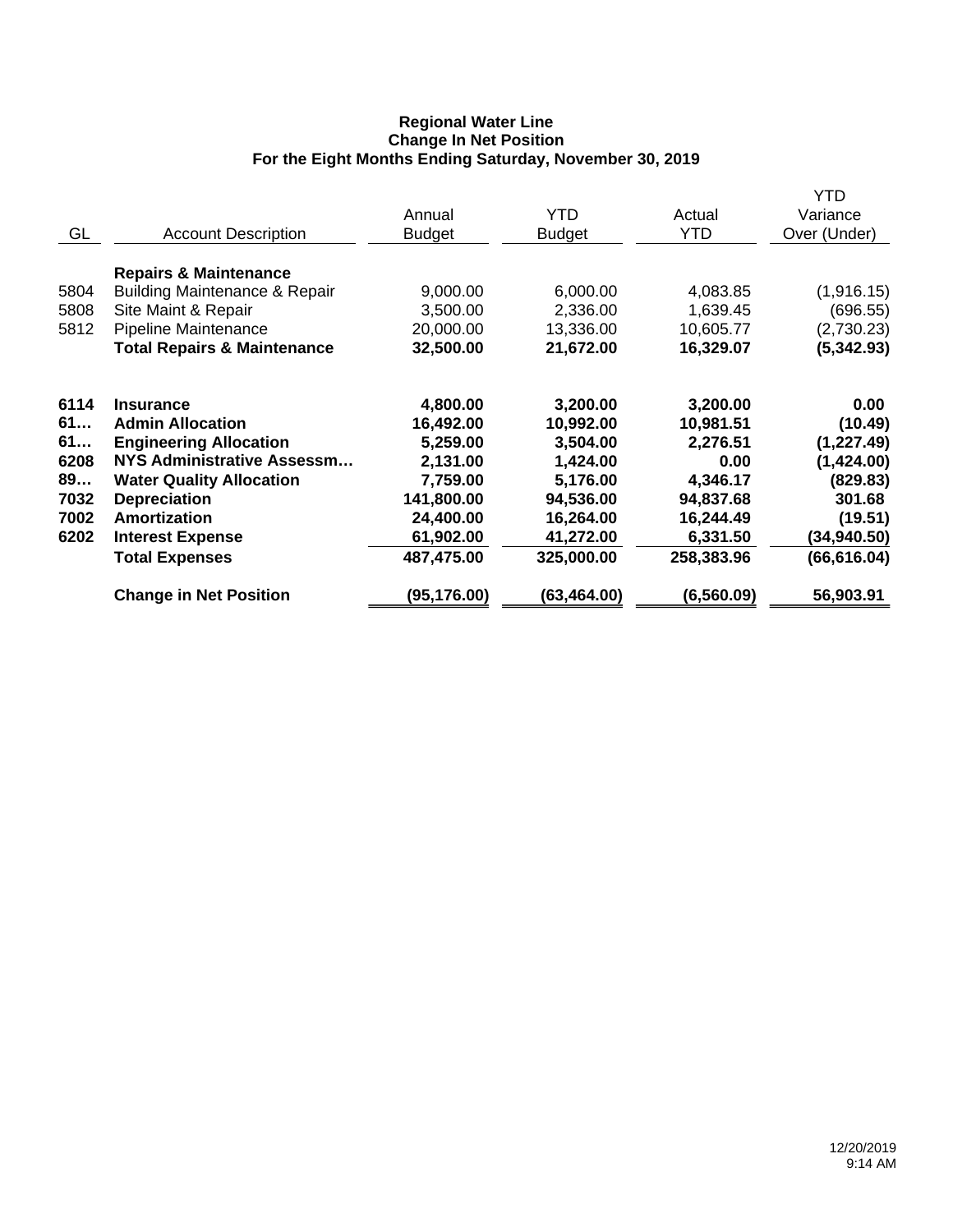**Regional Water Line**
**Change In Net Position**
**For the Eight Months Ending Saturday, November 30, 2019**

| GL | Account Description | Annual Budget | YTD Budget | Actual YTD | YTD Variance Over (Under) |
|---|---|---|---|---|---|
| | **Repairs & Maintenance** | | | | |
| 5804 | Building Maintenance & Repair | 9,000.00 | 6,000.00 | 4,083.85 | (1,916.15) |
| 5808 | Site Maint & Repair | 3,500.00 | 2,336.00 | 1,639.45 | (696.55) |
| 5812 | Pipeline Maintenance | 20,000.00 | 13,336.00 | 10,605.77 | (2,730.23) |
| | **Total Repairs & Maintenance** | **32,500.00** | **21,672.00** | **16,329.07** | **(5,342.93)** |
| **6114** | **Insurance** | **4,800.00** | **3,200.00** | **3,200.00** | **0.00** |
| **61…** | **Admin Allocation** | **16,492.00** | **10,992.00** | **10,981.51** | **(10.49)** |
| **61…** | **Engineering Allocation** | **5,259.00** | **3,504.00** | **2,276.51** | **(1,227.49)** |
| **6208** | **NYS Administrative Assessm…** | **2,131.00** | **1,424.00** | **0.00** | **(1,424.00)** |
| **89…** | **Water Quality Allocation** | **7,759.00** | **5,176.00** | **4,346.17** | **(829.83)** |
| **7032** | **Depreciation** | **141,800.00** | **94,536.00** | **94,837.68** | **301.68** |
| **7002** | **Amortization** | **24,400.00** | **16,264.00** | **16,244.49** | **(19.51)** |
| **6202** | **Interest Expense** | **61,902.00** | **41,272.00** | **6,331.50** | **(34,940.50)** |
| | **Total Expenses** | **487,475.00** | **325,000.00** | **258,383.96** | **(66,616.04)** |
| | **Change in Net Position** | **(95,176.00)** | **(63,464.00)** | **(6,560.09)** | **56,903.91** |

12/20/2019
9:14 AM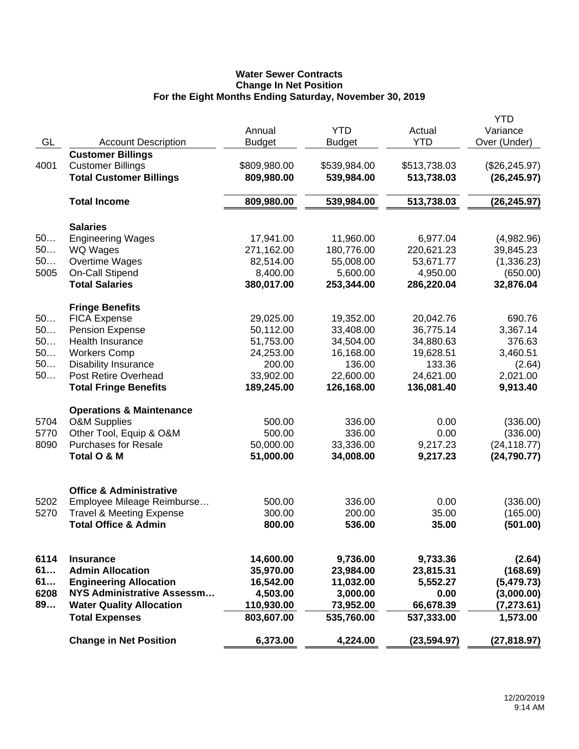**Water Sewer Contracts**
**Change In Net Position**
**For the Eight Months Ending Saturday, November 30, 2019**

| GL | Account Description | Annual Budget | YTD Budget | Actual YTD | YTD Variance Over (Under) |
|---|---|---|---|---|---|
| | **Customer Billings** | | | | |
| 4001 | Customer Billings | $809,980.00 | $539,984.00 | $513,738.03 | ($26,245.97) |
| | **Total Customer Billings** | **809,980.00** | **539,984.00** | **513,738.03** | **(26,245.97)** |
| | **Total Income** | **809,980.00** | **539,984.00** | **513,738.03** | **(26,245.97)** |
| | **Salaries** | | | | |
| 50… | Engineering Wages | 17,941.00 | 11,960.00 | 6,977.04 | (4,982.96) |
| 50… | WQ Wages | 271,162.00 | 180,776.00 | 220,621.23 | 39,845.23 |
| 50… | Overtime Wages | 82,514.00 | 55,008.00 | 53,671.77 | (1,336.23) |
| 5005 | On-Call Stipend | 8,400.00 | 5,600.00 | 4,950.00 | (650.00) |
| | **Total Salaries** | **380,017.00** | **253,344.00** | **286,220.04** | **32,876.04** |
| | **Fringe Benefits** | | | | |
| 50… | FICA Expense | 29,025.00 | 19,352.00 | 20,042.76 | 690.76 |
| 50… | Pension Expense | 50,112.00 | 33,408.00 | 36,775.14 | 3,367.14 |
| 50… | Health Insurance | 51,753.00 | 34,504.00 | 34,880.63 | 376.63 |
| 50… | Workers Comp | 24,253.00 | 16,168.00 | 19,628.51 | 3,460.51 |
| 50… | Disability Insurance | 200.00 | 136.00 | 133.36 | (2.64) |
| 50… | Post Retire Overhead | 33,902.00 | 22,600.00 | 24,621.00 | 2,021.00 |
| | **Total Fringe Benefits** | **189,245.00** | **126,168.00** | **136,081.40** | **9,913.40** |
| | **Operations & Maintenance** | | | | |
| 5704 | O&M Supplies | 500.00 | 336.00 | 0.00 | (336.00) |
| 5770 | Other Tool, Equip & O&M | 500.00 | 336.00 | 0.00 | (336.00) |
| 8090 | Purchases for Resale | 50,000.00 | 33,336.00 | 9,217.23 | (24,118.77) |
| | **Total O & M** | **51,000.00** | **34,008.00** | **9,217.23** | **(24,790.77)** |
| | **Office & Administrative** | | | | |
| 5202 | Employee Mileage Reimburse… | 500.00 | 336.00 | 0.00 | (336.00) |
| 5270 | Travel & Meeting Expense | 300.00 | 200.00 | 35.00 | (165.00) |
| | **Total Office & Admin** | **800.00** | **536.00** | **35.00** | **(501.00)** |
| **6114** | **Insurance** | **14,600.00** | **9,736.00** | **9,733.36** | **(2.64)** |
| **61…** | **Admin Allocation** | **35,970.00** | **23,984.00** | **23,815.31** | **(168.69)** |
| **61…** | **Engineering Allocation** | **16,542.00** | **11,032.00** | **5,552.27** | **(5,479.73)** |
| **6208** | **NYS Administrative Assessm…** | **4,503.00** | **3,000.00** | **0.00** | **(3,000.00)** |
| **89…** | **Water Quality Allocation** | **110,930.00** | **73,952.00** | **66,678.39** | **(7,273.61)** |
| | **Total Expenses** | **803,607.00** | **535,760.00** | **537,333.00** | **1,573.00** |
| | **Change in Net Position** | **6,373.00** | **4,224.00** | **(23,594.97)** | **(27,818.97)** |

12/20/2019
9:14 AM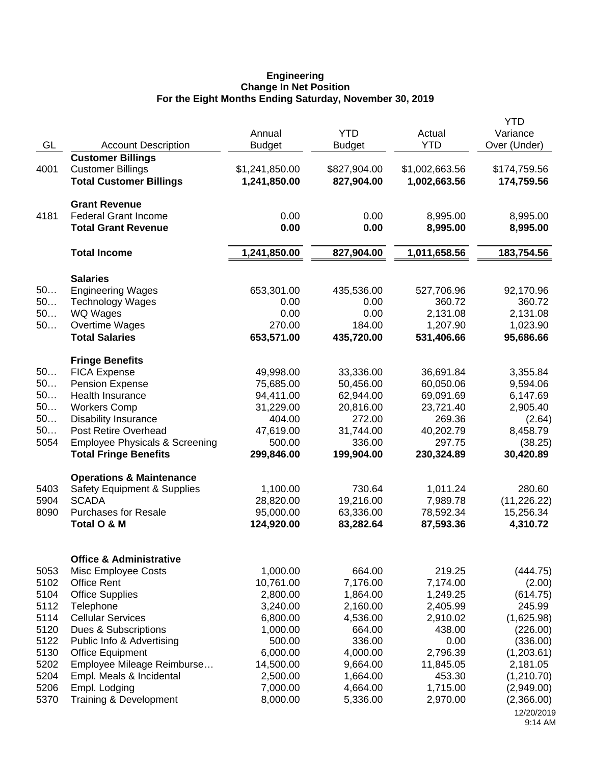**Engineering**
**Change In Net Position**
**For the Eight Months Ending Saturday, November 30, 2019**

| GL | Account Description | Annual Budget | YTD Budget | Actual YTD | YTD Variance Over (Under) |
|---|---|---|---|---|---|
| | **Customer Billings** | | | | |
| 4001 | Customer Billings | $1,241,850.00 | $827,904.00 | $1,002,663.56 | $174,759.56 |
| | **Total Customer Billings** | **1,241,850.00** | **827,904.00** | **1,002,663.56** | **174,759.56** |
| | **Grant Revenue** | | | | |
| 4181 | Federal Grant Income | 0.00 | 0.00 | 8,995.00 | 8,995.00 |
| | **Total Grant Revenue** | **0.00** | **0.00** | **8,995.00** | **8,995.00** |
| | **Total Income** | **1,241,850.00** | **827,904.00** | **1,011,658.56** | **183,754.56** |
| | **Salaries** | | | | |
| 50… | Engineering Wages | 653,301.00 | 435,536.00 | 527,706.96 | 92,170.96 |
| 50… | Technology Wages | 0.00 | 0.00 | 360.72 | 360.72 |
| 50… | WQ Wages | 0.00 | 0.00 | 2,131.08 | 2,131.08 |
| 50… | Overtime Wages | 270.00 | 184.00 | 1,207.90 | 1,023.90 |
| | **Total Salaries** | **653,571.00** | **435,720.00** | **531,406.66** | **95,686.66** |
| | **Fringe Benefits** | | | | |
| 50… | FICA Expense | 49,998.00 | 33,336.00 | 36,691.84 | 3,355.84 |
| 50… | Pension Expense | 75,685.00 | 50,456.00 | 60,050.06 | 9,594.06 |
| 50… | Health Insurance | 94,411.00 | 62,944.00 | 69,091.69 | 6,147.69 |
| 50… | Workers Comp | 31,229.00 | 20,816.00 | 23,721.40 | 2,905.40 |
| 50… | Disability Insurance | 404.00 | 272.00 | 269.36 | (2.64) |
| 50… | Post Retire Overhead | 47,619.00 | 31,744.00 | 40,202.79 | 8,458.79 |
| 5054 | Employee Physicals & Screening | 500.00 | 336.00 | 297.75 | (38.25) |
| | **Total Fringe Benefits** | **299,846.00** | **199,904.00** | **230,324.89** | **30,420.89** |
| | **Operations & Maintenance** | | | | |
| 5403 | Safety Equipment & Supplies | 1,100.00 | 730.64 | 1,011.24 | 280.60 |
| 5904 | SCADA | 28,820.00 | 19,216.00 | 7,989.78 | (11,226.22) |
| 8090 | Purchases for Resale | 95,000.00 | 63,336.00 | 78,592.34 | 15,256.34 |
| | **Total O & M** | **124,920.00** | **83,282.64** | **87,593.36** | **4,310.72** |
| | **Office & Administrative** | | | | |
| 5053 | Misc Employee Costs | 1,000.00 | 664.00 | 219.25 | (444.75) |
| 5102 | Office Rent | 10,761.00 | 7,176.00 | 7,174.00 | (2.00) |
| 5104 | Office Supplies | 2,800.00 | 1,864.00 | 1,249.25 | (614.75) |
| 5112 | Telephone | 3,240.00 | 2,160.00 | 2,405.99 | 245.99 |
| 5114 | Cellular Services | 6,800.00 | 4,536.00 | 2,910.02 | (1,625.98) |
| 5120 | Dues & Subscriptions | 1,000.00 | 664.00 | 438.00 | (226.00) |
| 5122 | Public Info & Advertising | 500.00 | 336.00 | 0.00 | (336.00) |
| 5130 | Office Equipment | 6,000.00 | 4,000.00 | 2,796.39 | (1,203.61) |
| 5202 | Employee Mileage Reimburse… | 14,500.00 | 9,664.00 | 11,845.05 | 2,181.05 |
| 5204 | Empl. Meals & Incidental | 2,500.00 | 1,664.00 | 453.30 | (1,210.70) |
| 5206 | Empl. Lodging | 7,000.00 | 4,664.00 | 1,715.00 | (2,949.00) |
| 5370 | Training & Development | 8,000.00 | 5,336.00 | 2,970.00 | (2,366.00) |

12/20/2019
9:14 AM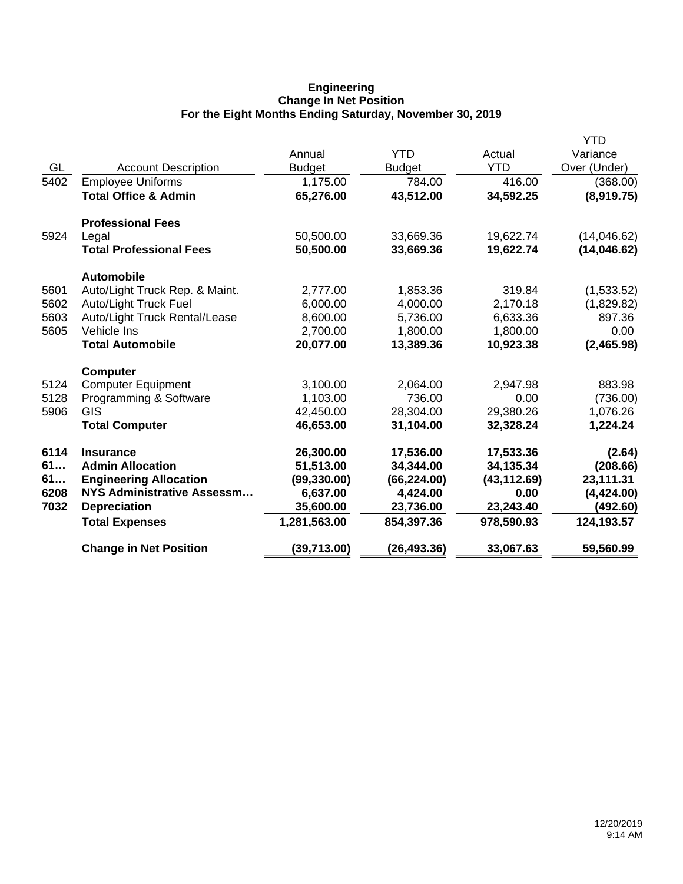**Engineering**
**Change In Net Position**
**For the Eight Months Ending Saturday, November 30, 2019**

| GL | Account Description | Annual Budget | YTD Budget | Actual YTD | YTD Variance Over (Under) |
|---|---|---|---|---|---|
| 5402 | Employee Uniforms | 1,175.00 | 784.00 | 416.00 | (368.00) |
| | **Total Office & Admin** | **65,276.00** | **43,512.00** | **34,592.25** | **(8,919.75)** |
| | **Professional Fees** | | | | |
| 5924 | Legal | 50,500.00 | 33,669.36 | 19,622.74 | (14,046.62) |
| | **Total Professional Fees** | **50,500.00** | **33,669.36** | **19,622.74** | **(14,046.62)** |
| | **Automobile** | | | | |
| 5601 | Auto/Light Truck Rep. & Maint. | 2,777.00 | 1,853.36 | 319.84 | (1,533.52) |
| 5602 | Auto/Light Truck Fuel | 6,000.00 | 4,000.00 | 2,170.18 | (1,829.82) |
| 5603 | Auto/Light Truck Rental/Lease | 8,600.00 | 5,736.00 | 6,633.36 | 897.36 |
| 5605 | Vehicle Ins | 2,700.00 | 1,800.00 | 1,800.00 | 0.00 |
| | **Total Automobile** | **20,077.00** | **13,389.36** | **10,923.38** | **(2,465.98)** |
| | **Computer** | | | | |
| 5124 | Computer Equipment | 3,100.00 | 2,064.00 | 2,947.98 | 883.98 |
| 5128 | Programming & Software | 1,103.00 | 736.00 | 0.00 | (736.00) |
| 5906 | GIS | 42,450.00 | 28,304.00 | 29,380.26 | 1,076.26 |
| | **Total Computer** | **46,653.00** | **31,104.00** | **32,328.24** | **1,224.24** |
| **6114** | **Insurance** | **26,300.00** | **17,536.00** | **17,533.36** | **(2.64)** |
| **61…** | **Admin Allocation** | **51,513.00** | **34,344.00** | **34,135.34** | **(208.66)** |
| **61…** | **Engineering Allocation** | **(99,330.00)** | **(66,224.00)** | **(43,112.69)** | **23,111.31** |
| **6208** | **NYS Administrative Assessm…** | **6,637.00** | **4,424.00** | **0.00** | **(4,424.00)** |
| **7032** | **Depreciation** | **35,600.00** | **23,736.00** | **23,243.40** | **(492.60)** |
| | **Total Expenses** | **1,281,563.00** | **854,397.36** | **978,590.93** | **124,193.57** |
| | **Change in Net Position** | **(39,713.00)** | **(26,493.36)** | **33,067.63** | **59,560.99** |

12/20/2019
9:14 AM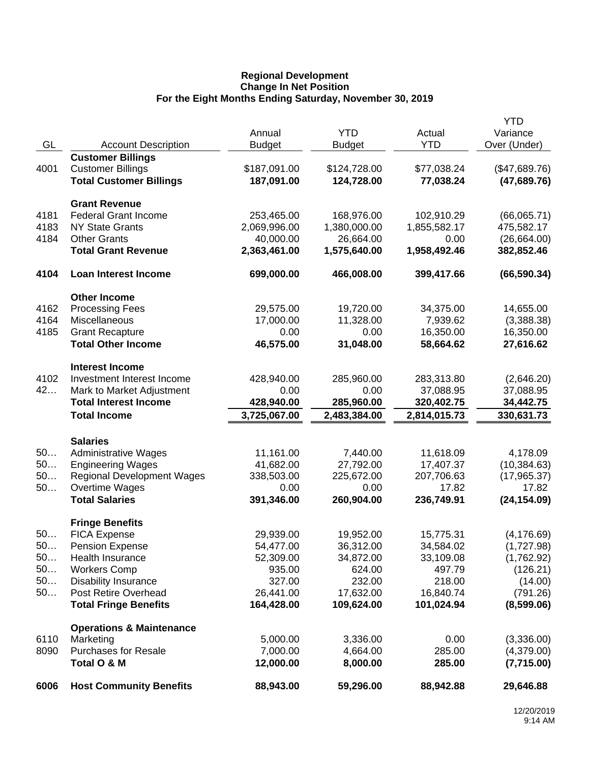**Regional Development**
**Change In Net Position**
**For the Eight Months Ending Saturday, November 30, 2019**

| GL | Account Description | Annual Budget | YTD Budget | Actual YTD | YTD Variance Over (Under) |
|---|---|---|---|---|---|
| | **Customer Billings** | | | | |
| 4001 | Customer Billings | $187,091.00 | $124,728.00 | $77,038.24 | ($47,689.76) |
| | **Total Customer Billings** | **187,091.00** | **124,728.00** | **77,038.24** | **(47,689.76)** |
| | **Grant Revenue** | | | | |
| 4181 | Federal Grant Income | 253,465.00 | 168,976.00 | 102,910.29 | (66,065.71) |
| 4183 | NY State Grants | 2,069,996.00 | 1,380,000.00 | 1,855,582.17 | 475,582.17 |
| 4184 | Other Grants | 40,000.00 | 26,664.00 | 0.00 | (26,664.00) |
| | **Total Grant Revenue** | **2,363,461.00** | **1,575,640.00** | **1,958,492.46** | **382,852.46** |
| **4104** | **Loan Interest Income** | **699,000.00** | **466,008.00** | **399,417.66** | **(66,590.34)** |
| | **Other Income** | | | | |
| 4162 | Processing Fees | 29,575.00 | 19,720.00 | 34,375.00 | 14,655.00 |
| 4164 | Miscellaneous | 17,000.00 | 11,328.00 | 7,939.62 | (3,388.38) |
| 4185 | Grant Recapture | 0.00 | 0.00 | 16,350.00 | 16,350.00 |
| | **Total Other Income** | **46,575.00** | **31,048.00** | **58,664.62** | **27,616.62** |
| | **Interest Income** | | | | |
| 4102 | Investment Interest Income | 428,940.00 | 285,960.00 | 283,313.80 | (2,646.20) |
| 42… | Mark to Market Adjustment | 0.00 | 0.00 | 37,088.95 | 37,088.95 |
| | **Total Interest Income** | **428,940.00** | **285,960.00** | **320,402.75** | **34,442.75** |
| | **Total Income** | **3,725,067.00** | **2,483,384.00** | **2,814,015.73** | **330,631.73** |
| | **Salaries** | | | | |
| 50… | Administrative Wages | 11,161.00 | 7,440.00 | 11,618.09 | 4,178.09 |
| 50… | Engineering Wages | 41,682.00 | 27,792.00 | 17,407.37 | (10,384.63) |
| 50… | Regional Development Wages | 338,503.00 | 225,672.00 | 207,706.63 | (17,965.37) |
| 50… | Overtime Wages | 0.00 | 0.00 | 17.82 | 17.82 |
| | **Total Salaries** | **391,346.00** | **260,904.00** | **236,749.91** | **(24,154.09)** |
| | **Fringe Benefits** | | | | |
| 50… | FICA Expense | 29,939.00 | 19,952.00 | 15,775.31 | (4,176.69) |
| 50… | Pension Expense | 54,477.00 | 36,312.00 | 34,584.02 | (1,727.98) |
| 50… | Health Insurance | 52,309.00 | 34,872.00 | 33,109.08 | (1,762.92) |
| 50… | Workers Comp | 935.00 | 624.00 | 497.79 | (126.21) |
| 50… | Disability Insurance | 327.00 | 232.00 | 218.00 | (14.00) |
| 50… | Post Retire Overhead | 26,441.00 | 17,632.00 | 16,840.74 | (791.26) |
| | **Total Fringe Benefits** | **164,428.00** | **109,624.00** | **101,024.94** | **(8,599.06)** |
| | **Operations & Maintenance** | | | | |
| 6110 | Marketing | 5,000.00 | 3,336.00 | 0.00 | (3,336.00) |
| 8090 | Purchases for Resale | 7,000.00 | 4,664.00 | 285.00 | (4,379.00) |
| | **Total O & M** | **12,000.00** | **8,000.00** | **285.00** | **(7,715.00)** |
| **6006** | **Host Community Benefits** | **88,943.00** | **59,296.00** | **88,942.88** | **29,646.88** |

12/20/2019
9:14 AM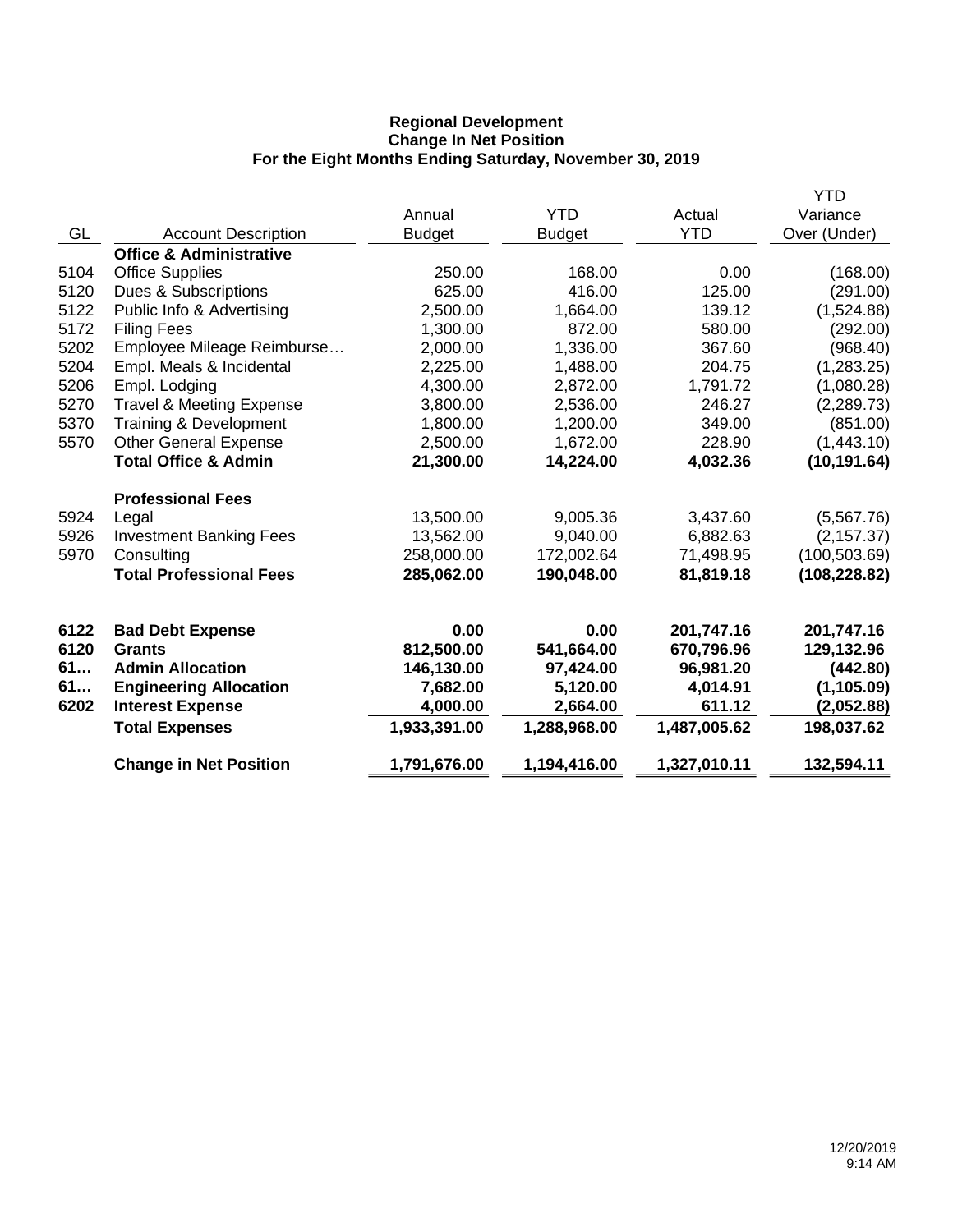**Regional Development**
**Change In Net Position**
**For the Eight Months Ending Saturday, November 30, 2019**

| GL | Account Description | Annual Budget | YTD Budget | Actual YTD | YTD Variance Over (Under) |
|---|---|---|---|---|---|
| | **Office & Administrative** | | | | |
| 5104 | Office Supplies | 250.00 | 168.00 | 0.00 | (168.00) |
| 5120 | Dues & Subscriptions | 625.00 | 416.00 | 125.00 | (291.00) |
| 5122 | Public Info & Advertising | 2,500.00 | 1,664.00 | 139.12 | (1,524.88) |
| 5172 | Filing Fees | 1,300.00 | 872.00 | 580.00 | (292.00) |
| 5202 | Employee Mileage Reimburse… | 2,000.00 | 1,336.00 | 367.60 | (968.40) |
| 5204 | Empl. Meals & Incidental | 2,225.00 | 1,488.00 | 204.75 | (1,283.25) |
| 5206 | Empl. Lodging | 4,300.00 | 2,872.00 | 1,791.72 | (1,080.28) |
| 5270 | Travel & Meeting Expense | 3,800.00 | 2,536.00 | 246.27 | (2,289.73) |
| 5370 | Training & Development | 1,800.00 | 1,200.00 | 349.00 | (851.00) |
| 5570 | Other General Expense | 2,500.00 | 1,672.00 | 228.90 | (1,443.10) |
| | **Total Office & Admin** | **21,300.00** | **14,224.00** | **4,032.36** | **(10,191.64)** |
| | **Professional Fees** | | | | |
| 5924 | Legal | 13,500.00 | 9,005.36 | 3,437.60 | (5,567.76) |
| 5926 | Investment Banking Fees | 13,562.00 | 9,040.00 | 6,882.63 | (2,157.37) |
| 5970 | Consulting | 258,000.00 | 172,002.64 | 71,498.95 | (100,503.69) |
| | **Total Professional Fees** | **285,062.00** | **190,048.00** | **81,819.18** | **(108,228.82)** |
| **6122** | **Bad Debt Expense** | **0.00** | **0.00** | **201,747.16** | **201,747.16** |
| **6120** | **Grants** | **812,500.00** | **541,664.00** | **670,796.96** | **129,132.96** |
| **61…** | **Admin Allocation** | **146,130.00** | **97,424.00** | **96,981.20** | **(442.80)** |
| **61…** | **Engineering Allocation** | **7,682.00** | **5,120.00** | **4,014.91** | **(1,105.09)** |
| **6202** | **Interest Expense** | **4,000.00** | **2,664.00** | **611.12** | **(2,052.88)** |
| | **Total Expenses** | **1,933,391.00** | **1,288,968.00** | **1,487,005.62** | **198,037.62** |
| | **Change in Net Position** | **1,791,676.00** | **1,194,416.00** | **1,327,010.11** | **132,594.11** |

12/20/2019
9:14 AM